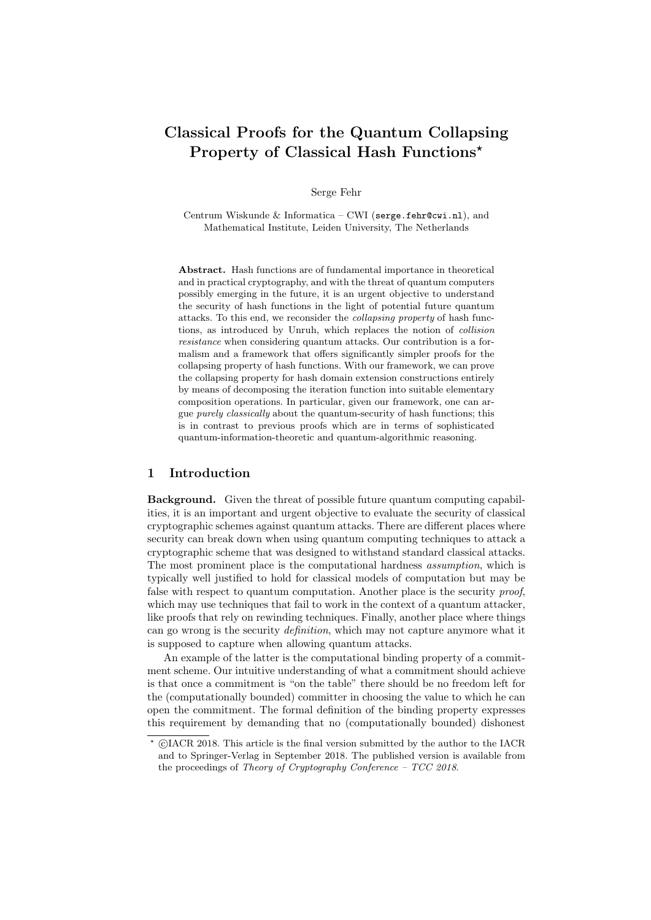# Classical Proofs for the Quantum Collapsing Property of Classical Hash Functions*

Serge Fehr

Centrum Wiskunde & Informatica – CWI (serge.fehr@cwi.nl), and Mathematical Institute, Leiden University, The Netherlands

**Abstract.** Hash functions are of fundamental importance in theoretical and in practical cryptography, and with the threat of quantum computers possibly emerging in the future, it is an urgent objective to understand the security of hash functions in the light of potential future quantum attacks. To this end, we reconsider the *collapsing property* of hash functions, as introduced by Unruh, which replaces the notion of *collision resistance* when considering quantum attacks. Our contribution is a formalism and a framework that offers significantly simpler proofs for the collapsing property of hash functions. With our framework, we can prove the collapsing property for hash domain extension constructions entirely by means of decomposing the iteration function into suitable elementary composition operations. In particular, given our framework, one can argue *purely classically* about the quantum-security of hash functions; this is in contrast to previous proofs which are in terms of sophisticated quantum-information-theoretic and quantum-algorithmic reasoning.

## 1 Introduction

**Background.** Given the threat of possible future quantum computing capabilities, it is an important and urgent objective to evaluate the security of classical cryptographic schemes against quantum attacks. There are different places where security can break down when using quantum computing techniques to attack a cryptographic scheme that was designed to withstand standard classical attacks. The most prominent place is the computational hardness *assumption*, which is typically well justified to hold for classical models of computation but may be false with respect to quantum computation. Another place is the security *proof*, which may use techniques that fail to work in the context of a quantum attacker, like proofs that rely on rewinding techniques. Finally, another place where things can go wrong is the security *definition*, which may not capture anymore what it is supposed to capture when allowing quantum attacks.

An example of the latter is the computational binding property of a commitment scheme. Our intuitive understanding of what a commitment should achieve is that once a commitment is "on the table" there should be no freedom left for the (computationally bounded) committer in choosing the value to which he can open the commitment. The formal definition of the binding property expresses this requirement by demanding that no (computationally bounded) dishonest

* ©IACR 2018. This article is the final version submitted by the author to the IACR and to Springer-Verlag in September 2018. The published version is available from the proceedings of *Theory of Cryptography Conference – TCC 2018*.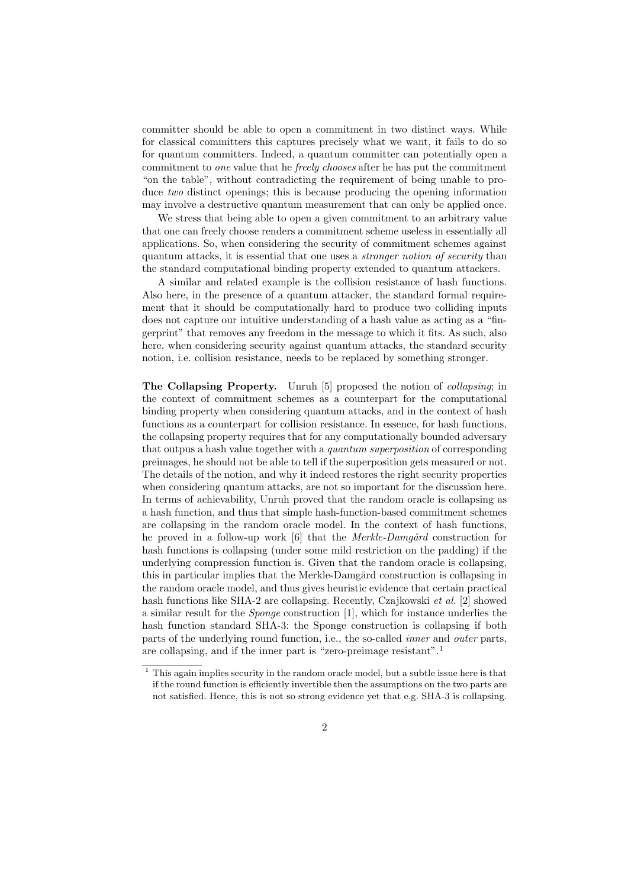committer should be able to open a commitment in two distinct ways. While for classical committers this captures precisely what we want, it fails to do so for quantum committers. Indeed, a quantum committer can potentially open a commitment to *one* value that he *freely chooses* after he has put the commitment "on the table", without contradicting the requirement of being unable to produce *two* distinct openings; this is because producing the opening information may involve a destructive quantum measurement that can only be applied once.

We stress that being able to open a given commitment to an arbitrary value that one can freely choose renders a commitment scheme useless in essentially all applications. So, when considering the security of commitment schemes against quantum attacks, it is essential that one uses a *stronger notion of security* than the standard computational binding property extended to quantum attackers.

A similar and related example is the collision resistance of hash functions. Also here, in the presence of a quantum attacker, the standard formal requirement that it should be computationally hard to produce two colliding inputs does not capture our intuitive understanding of a hash value as acting as a "fingerprint" that removes any freedom in the message to which it fits. As such, also here, when considering security against quantum attacks, the standard security notion, i.e. collision resistance, needs to be replaced by something stronger.

**The Collapsing Property.** Unruh [5] proposed the notion of *collapsing*; in the context of commitment schemes as a counterpart for the computational binding property when considering quantum attacks, and in the context of hash functions as a counterpart for collision resistance. In essence, for hash functions, the collapsing property requires that for any computationally bounded adversary that outpus a hash value together with a *quantum superposition* of corresponding preimages, he should not be able to tell if the superposition gets measured or not. The details of the notion, and why it indeed restores the right security properties when considering quantum attacks, are not so important for the discussion here. In terms of achievability, Unruh proved that the random oracle is collapsing as a hash function, and thus that simple hash-function-based commitment schemes are collapsing in the random oracle model. In the context of hash functions, he proved in a follow-up work [6] that the *Merkle-Damgård* construction for hash functions is collapsing (under some mild restriction on the padding) if the underlying compression function is. Given that the random oracle is collapsing, this in particular implies that the Merkle-Damgård construction is collapsing in the random oracle model, and thus gives heuristic evidence that certain practical hash functions like SHA-2 are collapsing. Recently, Czajkowski *et al.* [2] showed a similar result for the *Sponge* construction [1], which for instance underlies the hash function standard SHA-3: the Sponge construction is collapsing if both parts of the underlying round function, i.e., the so-called *inner* and *outer* parts, are collapsing, and if the inner part is "zero-preimage resistant".[1]

[1] This again implies security in the random oracle model, but a subtle issue here is that if the round function is efficiently invertible then the assumptions on the two parts are not satisfied. Hence, this is not so strong evidence yet that e.g. SHA-3 is collapsing.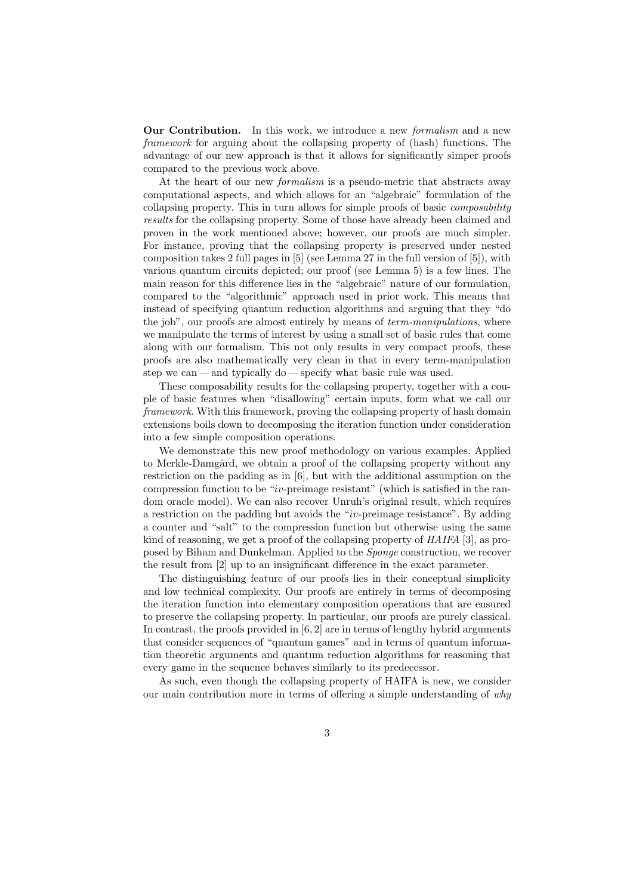**Our Contribution.** In this work, we introduce a new *formalism* and a new *framework* for arguing about the collapsing property of (hash) functions. The advantage of our new approach is that it allows for significantly simper proofs compared to the previous work above.

At the heart of our new *formalism* is a pseudo-metric that abstracts away computational aspects, and which allows for an "algebraic" formulation of the collapsing property. This in turn allows for simple proofs of basic *composability results* for the collapsing property. Some of those have already been claimed and proven in the work mentioned above; however, our proofs are much simpler. For instance, proving that the collapsing property is preserved under nested composition takes 2 full pages in [5] (see Lemma 27 in the full version of [5]), with various quantum circuits depicted; our proof (see Lemma 5) is a few lines. The main reason for this difference lies in the "algebraic" nature of our formulation, compared to the "algorithmic" approach used in prior work. This means that instead of specifying quantum reduction algorithms and arguing that they "do the job", our proofs are almost entirely by means of *term-manipulations*, where we manipulate the terms of interest by using a small set of basic rules that come along with our formalism. This not only results in very compact proofs, these proofs are also mathematically very clean in that in every term-manipulation step we can — and typically do — specify what basic rule was used.

These composability results for the collapsing property, together with a couple of basic features when "disallowing" certain inputs, form what we call our *framework*. With this framework, proving the collapsing property of hash domain extensions boils down to decomposing the iteration function under consideration into a few simple composition operations.

We demonstrate this new proof methodology on various examples. Applied to Merkle-Damgård, we obtain a proof of the collapsing property without any restriction on the padding as in [6], but with the additional assumption on the compression function to be "*iv*-preimage resistant" (which is satisfied in the random oracle model). We can also recover Unruh's original result, which requires a restriction on the padding but avoids the "*iv*-preimage resistance". By adding a counter and "salt" to the compression function but otherwise using the same kind of reasoning, we get a proof of the collapsing property of *HAIFA* [3], as proposed by Biham and Dunkelman. Applied to the *Sponge* construction, we recover the result from [2] up to an insignificant difference in the exact parameter.

The distinguishing feature of our proofs lies in their conceptual simplicity and low technical complexity. Our proofs are entirely in terms of decomposing the iteration function into elementary composition operations that are ensured to preserve the collapsing property. In particular, our proofs are purely classical. In contrast, the proofs provided in [6, 2] are in terms of lengthy hybrid arguments that consider sequences of "quantum games" and in terms of quantum information theoretic arguments and quantum reduction algorithms for reasoning that every game in the sequence behaves similarly to its predecessor.

As such, even though the collapsing property of HAIFA is new, we consider our main contribution more in terms of offering a simple understanding of *why*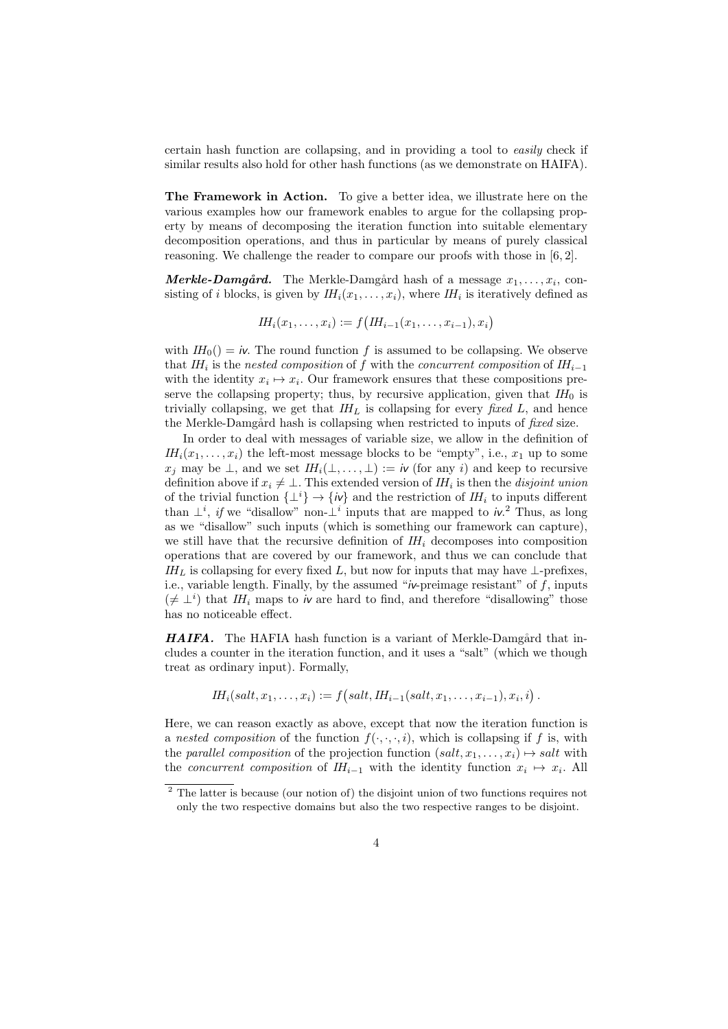certain hash function are collapsing, and in providing a tool to *easily* check if similar results also hold for other hash functions (as we demonstrate on HAIFA).

**The Framework in Action.** To give a better idea, we illustrate here on the various examples how our framework enables to argue for the collapsing property by means of decomposing the iteration function into suitable elementary decomposition operations, and thus in particular by means of purely classical reasoning. We challenge the reader to compare our proofs with those in [6, 2].

***Merkle-Damgård.*** The Merkle-Damgård hash of a message $x_1, \ldots, x_i$, consisting of $i$ blocks, is given by $I\!H_i(x_1, \ldots, x_i)$, where $I\!H_i$ is iteratively defined as

$$I\!H_i(x_1, \ldots, x_i) := f\big(I\!H_{i-1}(x_1, \ldots, x_{i-1}), x_i\big)$$

with $I\!H_0() = \mathsf{iv}$. The round function $f$ is assumed to be collapsing. We observe that $I\!H_i$ is the *nested composition* of $f$ with the *concurrent composition* of $I\!H_{i-1}$ with the identity $x_i \mapsto x_i$. Our framework ensures that these compositions preserve the collapsing property; thus, by recursive application, given that $I\!H_0$ is trivially collapsing, we get that $I\!H_L$ is collapsing for every *fixed* $L$, and hence the Merkle-Damgård hash is collapsing when restricted to inputs of *fixed* size.

In order to deal with messages of variable size, we allow in the definition of $I\!H_i(x_1, \ldots, x_i)$ the left-most message blocks to be "empty", i.e., $x_1$ up to some $x_j$ may be $\bot$, and we set $I\!H_i(\bot, \ldots, \bot) := \mathsf{iv}$ (for any $i$) and keep to recursive definition above if $x_i \neq \bot$. This extended version of $I\!H_i$ is then the *disjoint union* of the trivial function $\{\bot^i\} \to \{\mathsf{iv}\}$ and the restriction of $I\!H_i$ to inputs different than $\bot^i$, *if* we "disallow" non-$\bot^i$ inputs that are mapped to $\mathsf{iv}$.[2] Thus, as long as we "disallow" such inputs (which is something our framework can capture), we still have that the recursive definition of $I\!H_i$ decomposes into composition operations that are covered by our framework, and thus we can conclude that $I\!H_L$ is collapsing for every fixed $L$, but now for inputs that may have $\bot$-prefixes, i.e., variable length. Finally, by the assumed "$\mathsf{iv}$-preimage resistant" of $f$, inputs ($\neq \bot^i$) that $I\!H_i$ maps to $\mathsf{iv}$ are hard to find, and therefore "disallowing" those has no noticeable effect.

***HAIFA.*** The HAFIA hash function is a variant of Merkle-Damgård that includes a counter in the iteration function, and it uses a "salt" (which we though treat as ordinary input). Formally,

$$I\!H_i(salt, x_1, \ldots, x_i) := f\big(salt, I\!H_{i-1}(salt, x_1, \ldots, x_{i-1}), x_i, i\big)\,.$$

Here, we can reason exactly as above, except that now the iteration function is a *nested composition* of the function $f(\cdot, \cdot, \cdot, i)$, which is collapsing if $f$ is, with the *parallel composition* of the projection function $(salt, x_1, \ldots, x_i) \mapsto salt$ with the *concurrent composition* of $I\!H_{i-1}$ with the identity function $x_i \mapsto x_i$. All

[2] The latter is because (our notion of) the disjoint union of two functions requires not only the two respective domains but also the two respective ranges to be disjoint.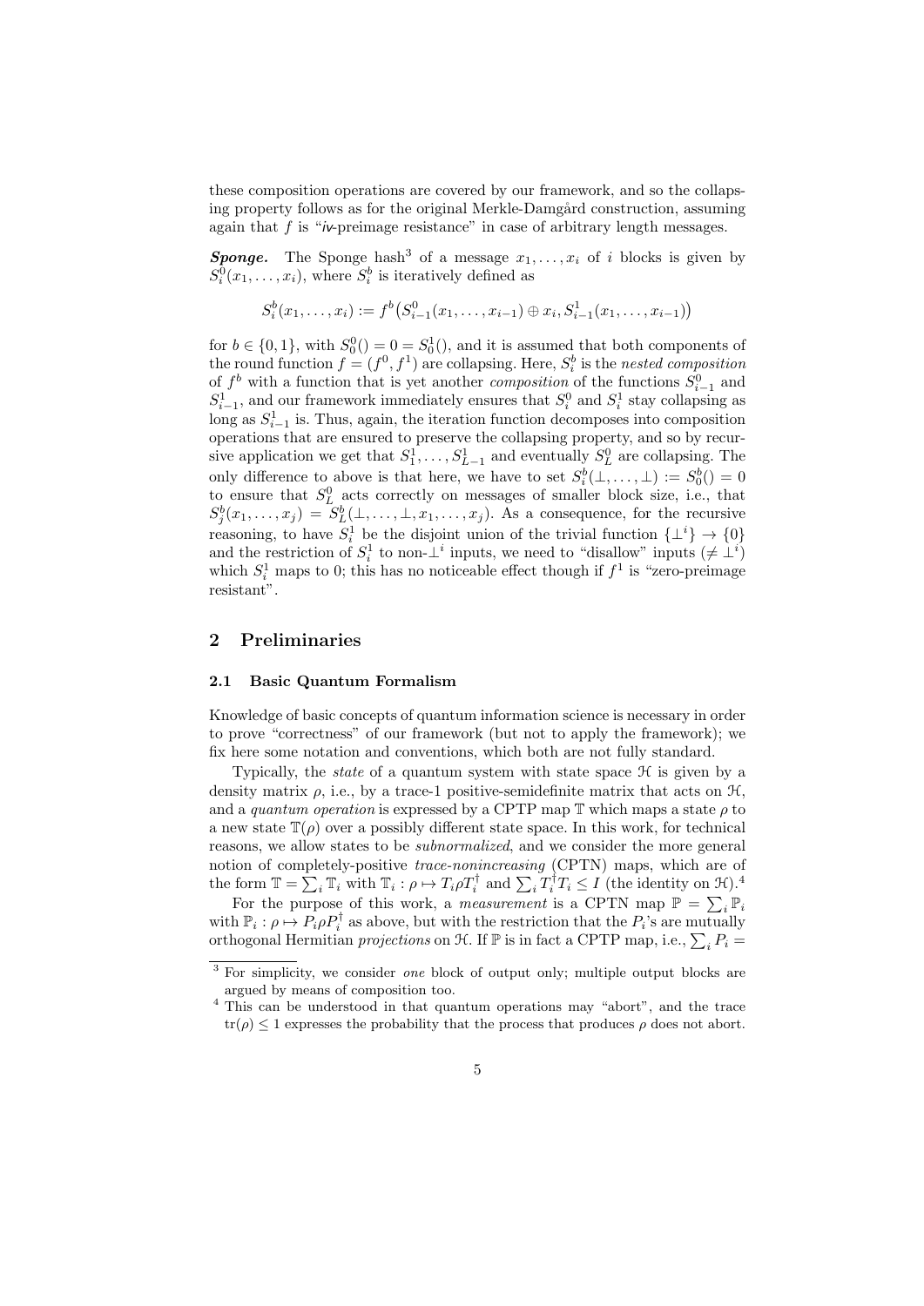these composition operations are covered by our framework, and so the collapsing property follows as for the original Merkle-Damgård construction, assuming again that $f$ is "*iv*-preimage resistance" in case of arbitrary length messages.

***Sponge.*** The Sponge hash[3] of a message $x_1, \ldots, x_i$ of $i$ blocks is given by $S_i^0(x_1, \ldots, x_i)$, where $S_i^b$ is iteratively defined as

$$S_i^b(x_1, \ldots, x_i) := f^b\big(S_{i-1}^0(x_1, \ldots, x_{i-1}) \oplus x_i, S_{i-1}^1(x_1, \ldots, x_{i-1})\big)$$

for $b \in \{0,1\}$, with $S_0^0() = 0 = S_0^1()$, and it is assumed that both components of the round function $f = (f^0, f^1)$ are collapsing. Here, $S_i^b$ is the *nested composition* of $f^b$ with a function that is yet another *composition* of the functions $S_{i-1}^0$ and $S_{i-1}^1$, and our framework immediately ensures that $S_i^0$ and $S_i^1$ stay collapsing as long as $S_{i-1}^1$ is. Thus, again, the iteration function decomposes into composition operations that are ensured to preserve the collapsing property, and so by recursive application we get that $S_1^1, \ldots, S_{L-1}^1$ and eventually $S_L^0$ are collapsing. The only difference to above is that here, we have to set $S_i^b(\perp, \ldots, \perp) := S_0^b() = 0$ to ensure that $S_L^0$ acts correctly on messages of smaller block size, i.e., that $S_j^b(x_1, \ldots, x_j) = S_L^b(\perp, \ldots, \perp, x_1, \ldots, x_j)$. As a consequence, for the recursive reasoning, to have $S_i^1$ be the disjoint union of the trivial function $\{\perp^i\} \to \{0\}$ and the restriction of $S_i^1$ to non-$\perp^i$ inputs, we need to "disallow" inputs ($\neq \perp^i$) which $S_i^1$ maps to 0; this has no noticeable effect though if $f^1$ is "zero-preimage resistant".

## 2 Preliminaries

### 2.1 Basic Quantum Formalism

Knowledge of basic concepts of quantum information science is necessary in order to prove "correctness" of our framework (but not to apply the framework); we fix here some notation and conventions, which both are not fully standard.

Typically, the *state* of a quantum system with state space $\mathcal{H}$ is given by a density matrix $\rho$, i.e., by a trace-1 positive-semidefinite matrix that acts on $\mathcal{H}$, and a *quantum operation* is expressed by a CPTP map $\mathbb{T}$ which maps a state $\rho$ to a new state $\mathbb{T}(\rho)$ over a possibly different state space. In this work, for technical reasons, we allow states to be *subnormalized*, and we consider the more general notion of completely-positive *trace-nonincreasing* (CPTN) maps, which are of the form $\mathbb{T} = \sum_i \mathbb{T}_i$ with $\mathbb{T}_i : \rho \mapsto T_i \rho T_i^\dagger$ and $\sum_i T_i^\dagger T_i \leq I$ (the identity on $\mathcal{H}$).[4]

For the purpose of this work, a *measurement* is a CPTN map $\mathbb{P} = \sum_i \mathbb{P}_i$ with $\mathbb{P}_i : \rho \mapsto P_i \rho P_i^\dagger$ as above, but with the restriction that the $P_i$'s are mutually orthogonal Hermitian *projections* on $\mathcal{H}$. If $\mathbb{P}$ is in fact a CPTP map, i.e., $\sum_i P_i =$

[3] For simplicity, we consider *one* block of output only; multiple output blocks are argued by means of composition too.

[4] This can be understood in that quantum operations may "abort", and the trace $\mathrm{tr}(\rho) \leq 1$ expresses the probability that the process that produces $\rho$ does not abort.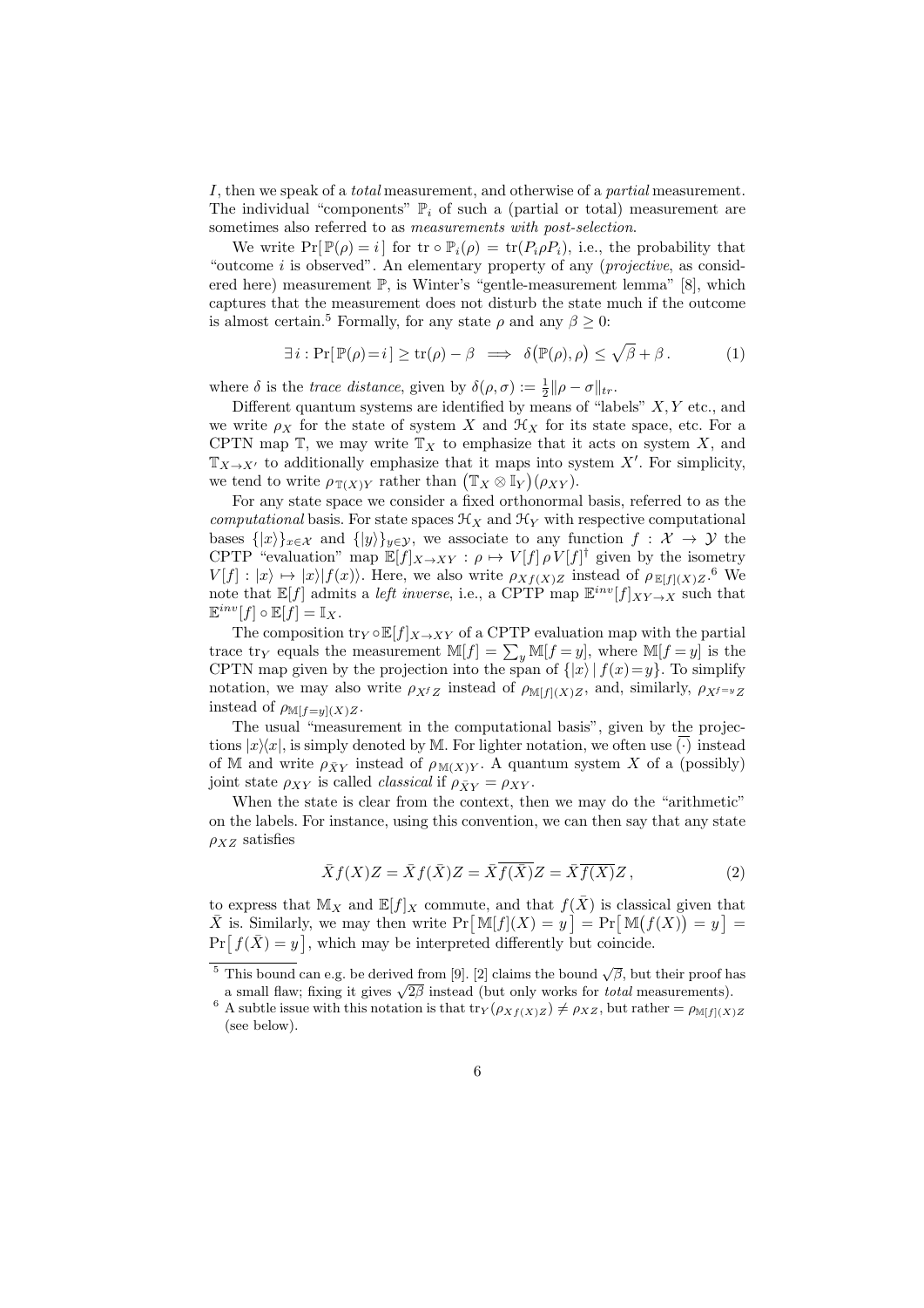$I$, then we speak of a *total* measurement, and otherwise of a *partial* measurement. The individual "components" $\mathbb{P}_i$ of such a (partial or total) measurement are sometimes also referred to as *measurements with post-selection*.

We write $\Pr[\,\mathbb{P}(\rho) = i\,]$ for $\mathrm{tr} \circ \mathbb{P}_i(\rho) = \mathrm{tr}(P_i \rho P_i)$, i.e., the probability that "outcome $i$ is observed". An elementary property of any (*projective*, as considered here) measurement $\mathbb{P}$, is Winter's "gentle-measurement lemma" [8], which captures that the measurement does not disturb the state much if the outcome is almost certain.[5] Formally, for any state $\rho$ and any $\beta \geq 0$:

$$\exists\, i : \Pr[\,\mathbb{P}(\rho) = i\,] \geq \mathrm{tr}(\rho) - \beta \implies \delta\big(\mathbb{P}(\rho), \rho\big) \leq \sqrt{\beta} + \beta\,. \tag{1}$$

where $\delta$ is the *trace distance*, given by $\delta(\rho, \sigma) := \frac{1}{2}\|\rho - \sigma\|_{tr}$.

Different quantum systems are identified by means of "labels" $X, Y$ etc., and we write $\rho_X$ for the state of system $X$ and $\mathcal{H}_X$ for its state space, etc. For a CPTN map $\mathbb{T}$, we may write $\mathbb{T}_X$ to emphasize that it acts on system $X$, and $\mathbb{T}_{X \to X'}$ to additionally emphasize that it maps into system $X'$. For simplicity, we tend to write $\rho_{\mathbb{T}(X)Y}$ rather than $\big(\mathbb{T}_X \otimes \mathbb{I}_Y\big)(\rho_{XY})$.

For any state space we consider a fixed orthonormal basis, referred to as the *computational* basis. For state spaces $\mathcal{H}_X$ and $\mathcal{H}_Y$ with respective computational bases $\{|x\rangle\}_{x \in \mathcal{X}}$ and $\{|y\rangle\}_{y \in \mathcal{Y}}$, we associate to any function $f : \mathcal{X} \to \mathcal{Y}$ the CPTP "evaluation" map $\mathbb{E}[f]_{X \to XY} : \rho \mapsto V[f]\,\rho\,V[f]^\dagger$ given by the isometry $V[f] : |x\rangle \mapsto |x\rangle|f(x)\rangle$. Here, we also write $\rho_{Xf(X)Z}$ instead of $\rho_{\mathbb{E}[f](X)Z}$.[6] We note that $\mathbb{E}[f]$ admits a *left inverse*, i.e., a CPTP map $\mathbb{E}^{inv}[f]_{XY \to X}$ such that $\mathbb{E}^{inv}[f] \circ \mathbb{E}[f] = \mathbb{I}_X$.

The composition $\mathrm{tr}_Y \circ \mathbb{E}[f]_{X \to XY}$ of a CPTP evaluation map with the partial trace $\mathrm{tr}_Y$ equals the measurement $\mathbb{M}[f] = \sum_y \mathbb{M}[f = y]$, where $\mathbb{M}[f = y]$ is the CPTN map given by the projection into the span of $\{|x\rangle \,|\, f(x) = y\}$. To simplify notation, we may also write $\rho_{X^f Z}$ instead of $\rho_{\mathbb{M}[f](X)Z}$, and, similarly, $\rho_{X^{f=y}Z}$ instead of $\rho_{\mathbb{M}[f=y](X)Z}$.

The usual "measurement in the computational basis", given by the projections $|x\rangle\langle x|$, is simply denoted by $\mathbb{M}$. For lighter notation, we often use $\overline{(\cdot)}$ instead of $\mathbb{M}$ and write $\rho_{\bar{X}Y}$ instead of $\rho_{\mathbb{M}(X)Y}$. A quantum system $X$ of a (possibly) joint state $\rho_{XY}$ is called *classical* if $\rho_{\bar{X}Y} = \rho_{XY}$.

When the state is clear from the context, then we may do the "arithmetic" on the labels. For instance, using this convention, we can then say that any state $\rho_{XZ}$ satisfies

$$\bar{X} f(X) Z = \bar{X} f(\bar{X}) Z = \bar{X} \overline{f(\bar{X})} Z = \bar{X} \overline{f(X)} Z\,, \tag{2}$$

to express that $\mathbb{M}_X$ and $\mathbb{E}[f]_X$ commute, and that $f(\bar{X})$ is classical given that $\bar{X}$ is. Similarly, we may then write $\Pr\big[\,\mathbb{M}[f](X) = y\,\big] = \Pr\big[\,\mathbb{M}\big(f(X)\big) = y\,\big] = \Pr\big[\,f(\bar{X}) = y\,\big]$, which may be interpreted differently but coincide.

---

[5] This bound can e.g. be derived from [9]. [2] claims the bound $\sqrt{\beta}$, but their proof has a small flaw; fixing it gives $\sqrt{2\beta}$ instead (but only works for *total* measurements).

[6] A subtle issue with this notation is that $\mathrm{tr}_Y(\rho_{Xf(X)Z}) \neq \rho_{XZ}$, but rather $= \rho_{\mathbb{M}[f](X)Z}$ (see below).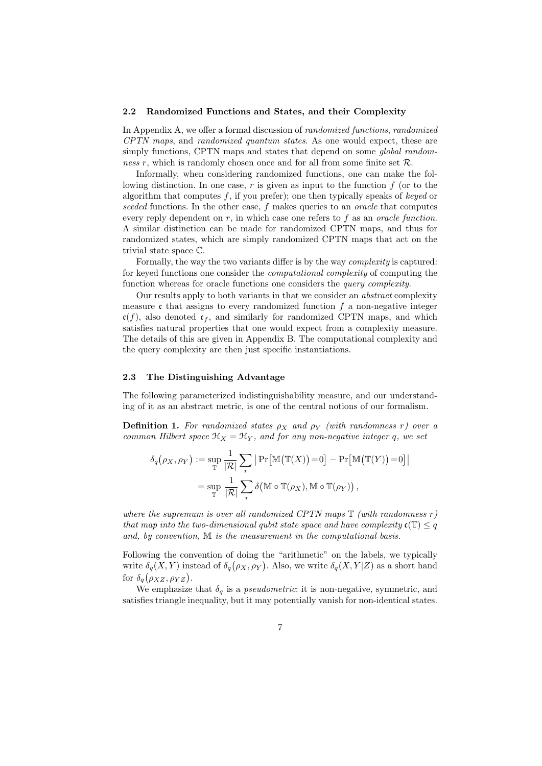### 2.2 Randomized Functions and States, and their Complexity

In Appendix A, we offer a formal discussion of *randomized functions*, *randomized CPTN maps*, and *randomized quantum states*. As one would expect, these are simply functions, CPTN maps and states that depend on some *global randomness* $r$, which is randomly chosen once and for all from some finite set $\mathcal{R}$.

Informally, when considering randomized functions, one can make the following distinction. In one case, $r$ is given as input to the function $f$ (or to the algorithm that computes $f$, if you prefer); one then typically speaks of *keyed* or *seeded* functions. In the other case, $f$ makes queries to an *oracle* that computes every reply dependent on $r$, in which case one refers to $f$ as an *oracle function*. A similar distinction can be made for randomized CPTN maps, and thus for randomized states, which are simply randomized CPTN maps that act on the trivial state space $\mathbb{C}$.

Formally, the way the two variants differ is by the way *complexity* is captured: for keyed functions one consider the *computational complexity* of computing the function whereas for oracle functions one considers the *query complexity*.

Our results apply to both variants in that we consider an *abstract* complexity measure $\mathfrak{c}$ that assigns to every randomized function $f$ a non-negative integer $\mathfrak{c}(f)$, also denoted $\mathfrak{c}_f$, and similarly for randomized CPTN maps, and which satisfies natural properties that one would expect from a complexity measure. The details of this are given in Appendix B. The computational complexity and the query complexity are then just specific instantiations.

### 2.3 The Distinguishing Advantage

The following parameterized indistinguishability measure, and our understanding of it as an abstract metric, is one of the central notions of our formalism.

**Definition 1.** *For randomized states $\rho_X$ and $\rho_Y$ (with randomness $r$) over a common Hilbert space $\mathcal{H}_X = \mathcal{H}_Y$, and for any non-negative integer $q$, we set*

$$\delta_q\big(\rho_X, \rho_Y\big) := \sup_{\mathbb{T}} \frac{1}{|\mathcal{R}|} \sum_r \big| \Pr\big[\mathbb{M}\big(\mathbb{T}(X)\big)=0\big] - \Pr\big[\mathbb{M}\big(\mathbb{T}(Y)\big)=0\big] \big|$$

$$= \sup_{\mathbb{T}} \frac{1}{|\mathcal{R}|} \sum_r \delta\big(\mathbb{M} \circ \mathbb{T}(\rho_X), \mathbb{M} \circ \mathbb{T}(\rho_Y)\big)\,,$$

*where the supremum is over all randomized CPTN maps $\mathbb{T}$ (with randomness $r$) that map into the two-dimensional qubit state space and have complexity $\mathfrak{c}(\mathbb{T}) \leq q$ and, by convention, $\mathbb{M}$ is the measurement in the computational basis.*

Following the convention of doing the "arithmetic" on the labels, we typically write $\delta_q(X, Y)$ instead of $\delta_q\big(\rho_X, \rho_Y\big)$. Also, we write $\delta_q(X, Y|Z)$ as a short hand for $\delta_q\big(\rho_{XZ}, \rho_{YZ}\big)$.

We emphasize that $\delta_q$ is a *pseudometric*: it is non-negative, symmetric, and satisfies triangle inequality, but it may potentially vanish for non-identical states.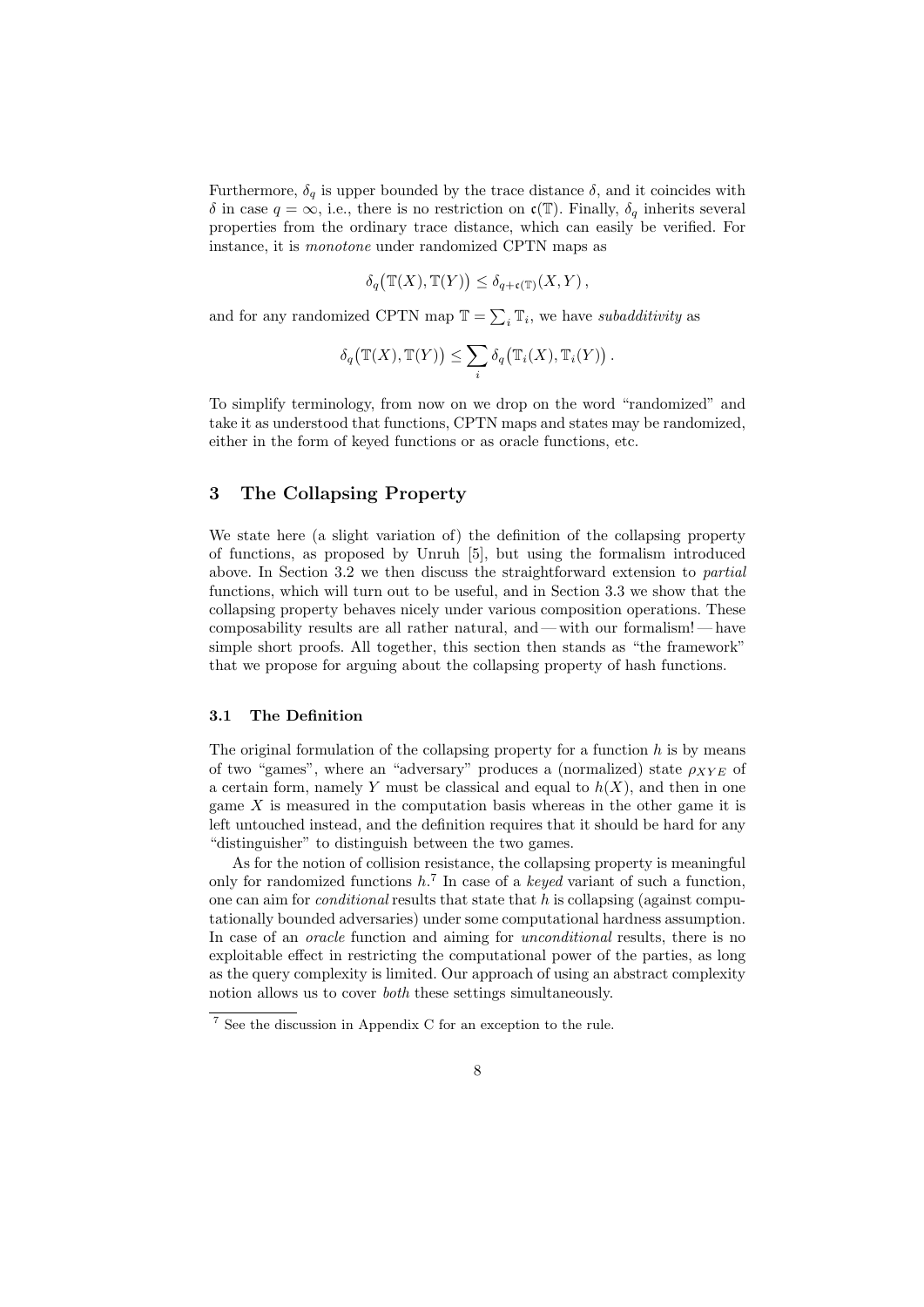Furthermore, $\delta_q$ is upper bounded by the trace distance $\delta$, and it coincides with $\delta$ in case $q = \infty$, i.e., there is no restriction on $\mathfrak{c}(\mathbb{T})$. Finally, $\delta_q$ inherits several properties from the ordinary trace distance, which can easily be verified. For instance, it is *monotone* under randomized CPTN maps as

$$\delta_q\big(\mathbb{T}(X), \mathbb{T}(Y)\big) \leq \delta_{q+\mathfrak{c}(\mathbb{T})}(X, Y)\,,$$

and for any randomized CPTN map $\mathbb{T} = \sum_i \mathbb{T}_i$, we have *subadditivity* as

$$\delta_q\big(\mathbb{T}(X), \mathbb{T}(Y)\big) \leq \sum_i \delta_q\big(\mathbb{T}_i(X), \mathbb{T}_i(Y)\big)\,.$$

To simplify terminology, from now on we drop on the word "randomized" and take it as understood that functions, CPTN maps and states may be randomized, either in the form of keyed functions or as oracle functions, etc.

## 3 The Collapsing Property

We state here (a slight variation of) the definition of the collapsing property of functions, as proposed by Unruh [5], but using the formalism introduced above. In Section 3.2 we then discuss the straightforward extension to *partial* functions, which will turn out to be useful, and in Section 3.3 we show that the collapsing property behaves nicely under various composition operations. These composability results are all rather natural, and — with our formalism! — have simple short proofs. All together, this section then stands as "the framework" that we propose for arguing about the collapsing property of hash functions.

### 3.1 The Definition

The original formulation of the collapsing property for a function $h$ is by means of two "games", where an "adversary" produces a (normalized) state $\rho_{XYE}$ of a certain form, namely $Y$ must be classical and equal to $h(X)$, and then in one game $X$ is measured in the computation basis whereas in the other game it is left untouched instead, and the definition requires that it should be hard for any "distinguisher" to distinguish between the two games.

As for the notion of collision resistance, the collapsing property is meaningful only for randomized functions $h$.[7] In case of a *keyed* variant of such a function, one can aim for *conditional* results that state that $h$ is collapsing (against computationally bounded adversaries) under some computational hardness assumption. In case of an *oracle* function and aiming for *unconditional* results, there is no exploitable effect in restricting the computational power of the parties, as long as the query complexity is limited. Our approach of using an abstract complexity notion allows us to cover *both* these settings simultaneously.

[7] See the discussion in Appendix C for an exception to the rule.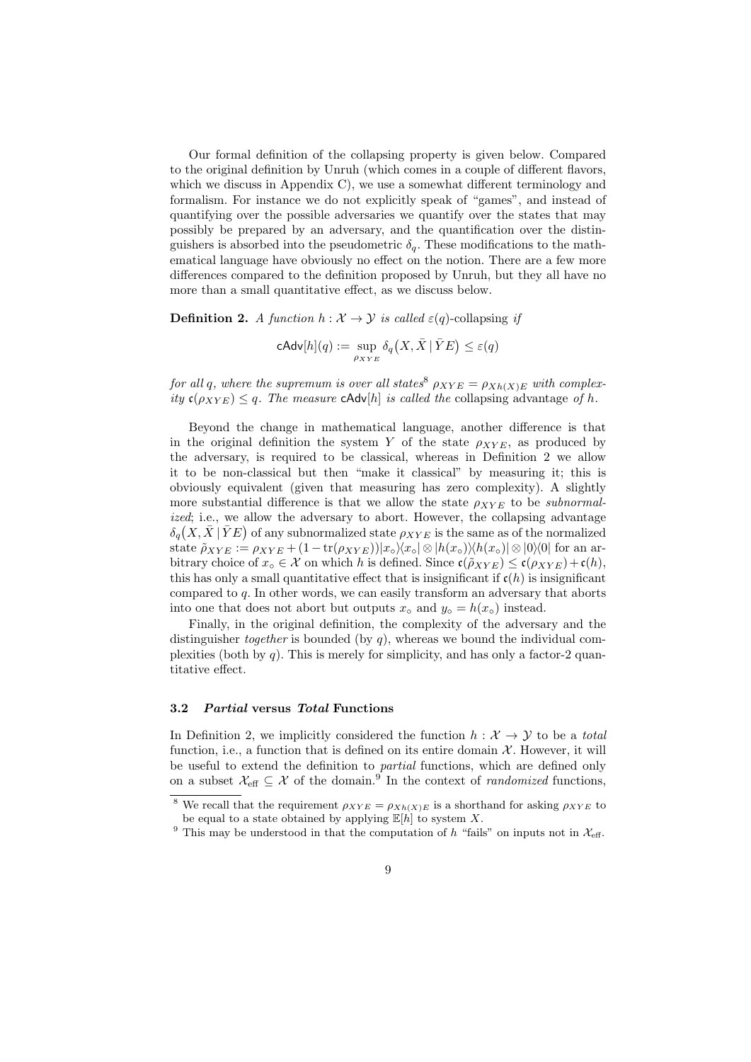Our formal definition of the collapsing property is given below. Compared to the original definition by Unruh (which comes in a couple of different flavors, which we discuss in Appendix C), we use a somewhat different terminology and formalism. For instance we do not explicitly speak of "games", and instead of quantifying over the possible adversaries we quantify over the states that may possibly be prepared by an adversary, and the quantification over the distinguishers is absorbed into the pseudometric $\delta_q$. These modifications to the mathematical language have obviously no effect on the notion. There are a few more differences compared to the definition proposed by Unruh, but they all have no more than a small quantitative effect, as we discuss below.

**Definition 2.** *A function $h : \mathcal{X} \to \mathcal{Y}$ is called $\varepsilon(q)$-*collapsing *if*

$$\mathsf{cAdv}[h](q) := \sup_{\rho_{XYE}} \delta_q\big(X, \bar{X} \,|\, \bar{Y}E\big) \le \varepsilon(q)$$

*for all $q$, where the supremum is over all states*[8] *$\rho_{XYE} = \rho_{Xh(X)E}$ with complexity $\mathfrak{c}(\rho_{XYE}) \le q$. The measure $\mathsf{cAdv}[h]$ is called the* collapsing advantage *of $h$.*

Beyond the change in mathematical language, another difference is that in the original definition the system $Y$ of the state $\rho_{XYE}$, as produced by the adversary, is required to be classical, whereas in Definition 2 we allow it to be non-classical but then "make it classical" by measuring it; this is obviously equivalent (given that measuring has zero complexity). A slightly more substantial difference is that we allow the state $\rho_{XYE}$ to be *subnormalized*; i.e., we allow the adversary to abort. However, the collapsing advantage $\delta_q\big(X, \bar{X} \,|\, \bar{Y}E\big)$ of any subnormalized state $\rho_{XYE}$ is the same as of the normalized state $\tilde{\rho}_{XYE} := \rho_{XYE} + (1 - \mathrm{tr}(\rho_{XYE}))|x_\circ\rangle\langle x_\circ| \otimes |h(x_\circ)\rangle\langle h(x_\circ)| \otimes |0\rangle\langle 0|$ for an arbitrary choice of $x_\circ \in \mathcal{X}$ on which $h$ is defined. Since $\mathfrak{c}(\tilde{\rho}_{XYE}) \le \mathfrak{c}(\rho_{XYE}) + \mathfrak{c}(h)$, this has only a small quantitative effect that is insignificant if $\mathfrak{c}(h)$ is insignificant compared to $q$. In other words, we can easily transform an adversary that aborts into one that does not abort but outputs $x_\circ$ and $y_\circ = h(x_\circ)$ instead.

Finally, in the original definition, the complexity of the adversary and the distinguisher *together* is bounded (by $q$), whereas we bound the individual complexities (both by $q$). This is merely for simplicity, and has only a factor-2 quantitative effect.

### 3.2 *Partial* versus *Total* Functions

In Definition 2, we implicitly considered the function $h : \mathcal{X} \to \mathcal{Y}$ to be a *total* function, i.e., a function that is defined on its entire domain $\mathcal{X}$. However, it will be useful to extend the definition to *partial* functions, which are defined only on a subset $\mathcal{X}_{\text{eff}} \subseteq \mathcal{X}$ of the domain.[9] In the context of *randomized* functions,

[8] We recall that the requirement $\rho_{XYE} = \rho_{Xh(X)E}$ is a shorthand for asking $\rho_{XYE}$ to be equal to a state obtained by applying $\mathbb{E}[h]$ to system $X$.

[9] This may be understood in that the computation of $h$ "fails" on inputs not in $\mathcal{X}_{\text{eff}}$.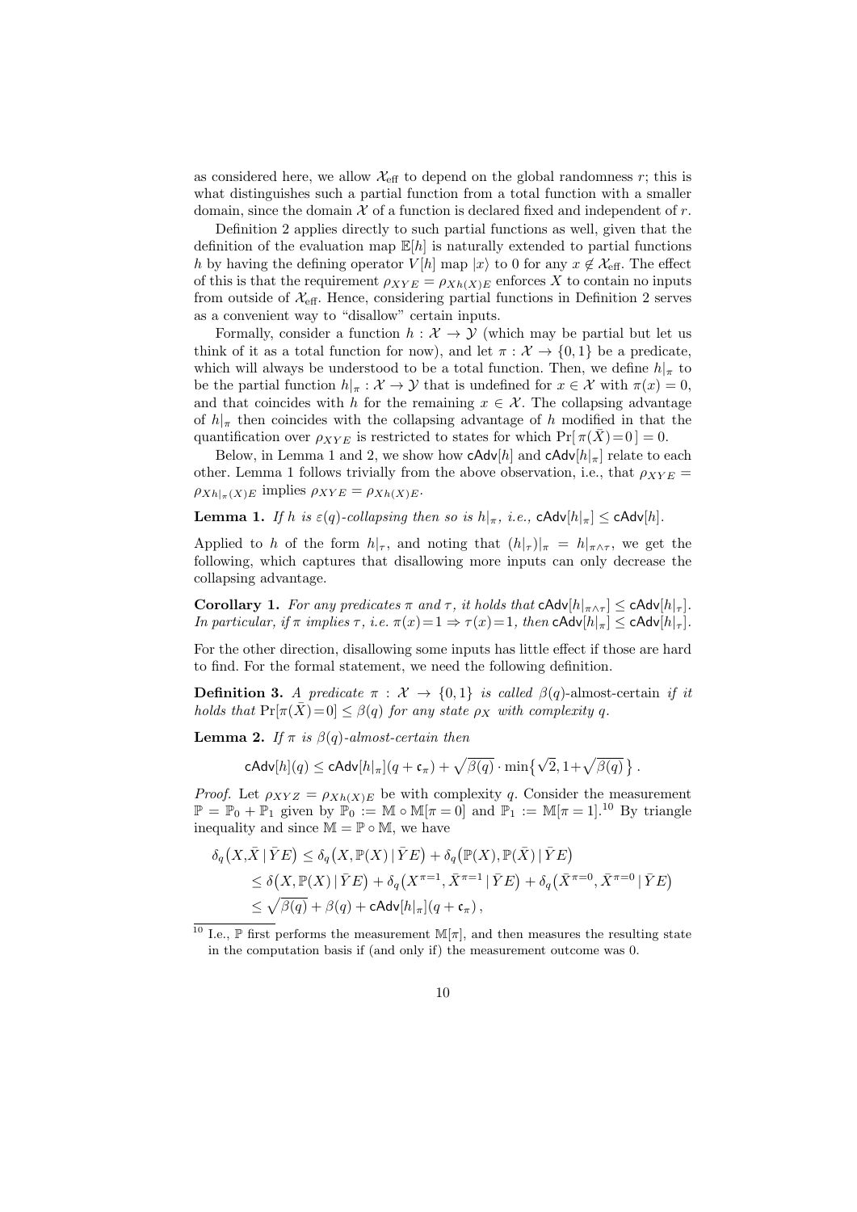as considered here, we allow $\mathcal{X}_{\text{eff}}$ to depend on the global randomness $r$; this is what distinguishes such a partial function from a total function with a smaller domain, since the domain $\mathcal{X}$ of a function is declared fixed and independent of $r$.

Definition 2 applies directly to such partial functions as well, given that the definition of the evaluation map $\mathbb{E}[h]$ is naturally extended to partial functions $h$ by having the defining operator $V[h]$ map $|x\rangle$ to 0 for any $x \notin \mathcal{X}_{\text{eff}}$. The effect of this is that the requirement $\rho_{XYE} = \rho_{Xh(X)E}$ enforces $X$ to contain no inputs from outside of $\mathcal{X}_{\text{eff}}$. Hence, considering partial functions in Definition 2 serves as a convenient way to "disallow" certain inputs.

Formally, consider a function $h : \mathcal{X} \to \mathcal{Y}$ (which may be partial but let us think of it as a total function for now), and let $\pi : \mathcal{X} \to \{0,1\}$ be a predicate, which will always be understood to be a total function. Then, we define $h|_\pi$ to be the partial function $h|_\pi : \mathcal{X} \to \mathcal{Y}$ that is undefined for $x \in \mathcal{X}$ with $\pi(x) = 0$, and that coincides with $h$ for the remaining $x \in \mathcal{X}$. The collapsing advantage of $h|_\pi$ then coincides with the collapsing advantage of $h$ modified in that the quantification over $\rho_{XYE}$ is restricted to states for which $\Pr[\,\pi(\bar{X}) = 0\,] = 0$.

Below, in Lemma 1 and 2, we show how $\mathsf{cAdv}[h]$ and $\mathsf{cAdv}[h|_\pi]$ relate to each other. Lemma 1 follows trivially from the above observation, i.e., that $\rho_{XYE} = \rho_{Xh|_\pi(X)E}$ implies $\rho_{XYE} = \rho_{Xh(X)E}$.

**Lemma 1.** *If $h$ is $\varepsilon(q)$-collapsing then so is $h|_\pi$, i.e., $\mathsf{cAdv}[h|_\pi] \le \mathsf{cAdv}[h]$.*

Applied to $h$ of the form $h|_\tau$, and noting that $(h|_\tau)|_\pi = h|_{\pi\wedge\tau}$, we get the following, which captures that disallowing more inputs can only decrease the collapsing advantage.

**Corollary 1.** *For any predicates $\pi$ and $\tau$, it holds that $\mathsf{cAdv}[h|_{\pi\wedge\tau}] \le \mathsf{cAdv}[h|_\tau]$. In particular, if $\pi$ implies $\tau$, i.e. $\pi(x) = 1 \Rightarrow \tau(x) = 1$, then $\mathsf{cAdv}[h|_\pi] \le \mathsf{cAdv}[h|_\tau]$.*

For the other direction, disallowing some inputs has little effect if those are hard to find. For the formal statement, we need the following definition.

**Definition 3.** *A predicate $\pi : \mathcal{X} \to \{0,1\}$ is called $\beta(q)$*-almost-certain *if it holds that $\Pr[\pi(\bar{X}) = 0] \le \beta(q)$ for any state $\rho_X$ with complexity $q$.*

**Lemma 2.** *If $\pi$ is $\beta(q)$-almost-certain then*

$$\mathsf{cAdv}[h](q) \le \mathsf{cAdv}[h|_\pi](q + \mathfrak{c}_\pi) + \sqrt{\beta(q)} \cdot \min\{\sqrt{2}, 1 + \sqrt{\beta(q)}\}\,.$$

*Proof.* Let $\rho_{XYZ} = \rho_{Xh(X)E}$ be with complexity $q$. Consider the measurement $\mathbb{P} = \mathbb{P}_0 + \mathbb{P}_1$ given by $\mathbb{P}_0 := \mathbb{M} \circ \mathbb{M}[\pi = 0]$ and $\mathbb{P}_1 := \mathbb{M}[\pi = 1]$.[10] By triangle inequality and since $\mathbb{M} = \mathbb{P} \circ \mathbb{M}$, we have

$$\begin{aligned}
\delta_q\big(X, \bar{X} \,|\, \bar{Y}E\big) &\le \delta_q\big(X, \mathbb{P}(X) \,|\, \bar{Y}E\big) + \delta_q\big(\mathbb{P}(X), \mathbb{P}(\bar{X}) \,|\, \bar{Y}E\big) \\
&\le \delta\big(X, \mathbb{P}(X) \,|\, \bar{Y}E\big) + \delta_q\big(X^{\pi=1}, \bar{X}^{\pi=1} \,|\, \bar{Y}E\big) + \delta_q\big(\bar{X}^{\pi=0}, \bar{X}^{\pi=0} \,|\, \bar{Y}E\big) \\
&\le \sqrt{\beta(q)} + \beta(q) + \mathsf{cAdv}[h|_\pi](q + \mathfrak{c}_\pi)\,,
\end{aligned}$$

[10] I.e., $\mathbb{P}$ first performs the measurement $\mathbb{M}[\pi]$, and then measures the resulting state in the computation basis if (and only if) the measurement outcome was 0.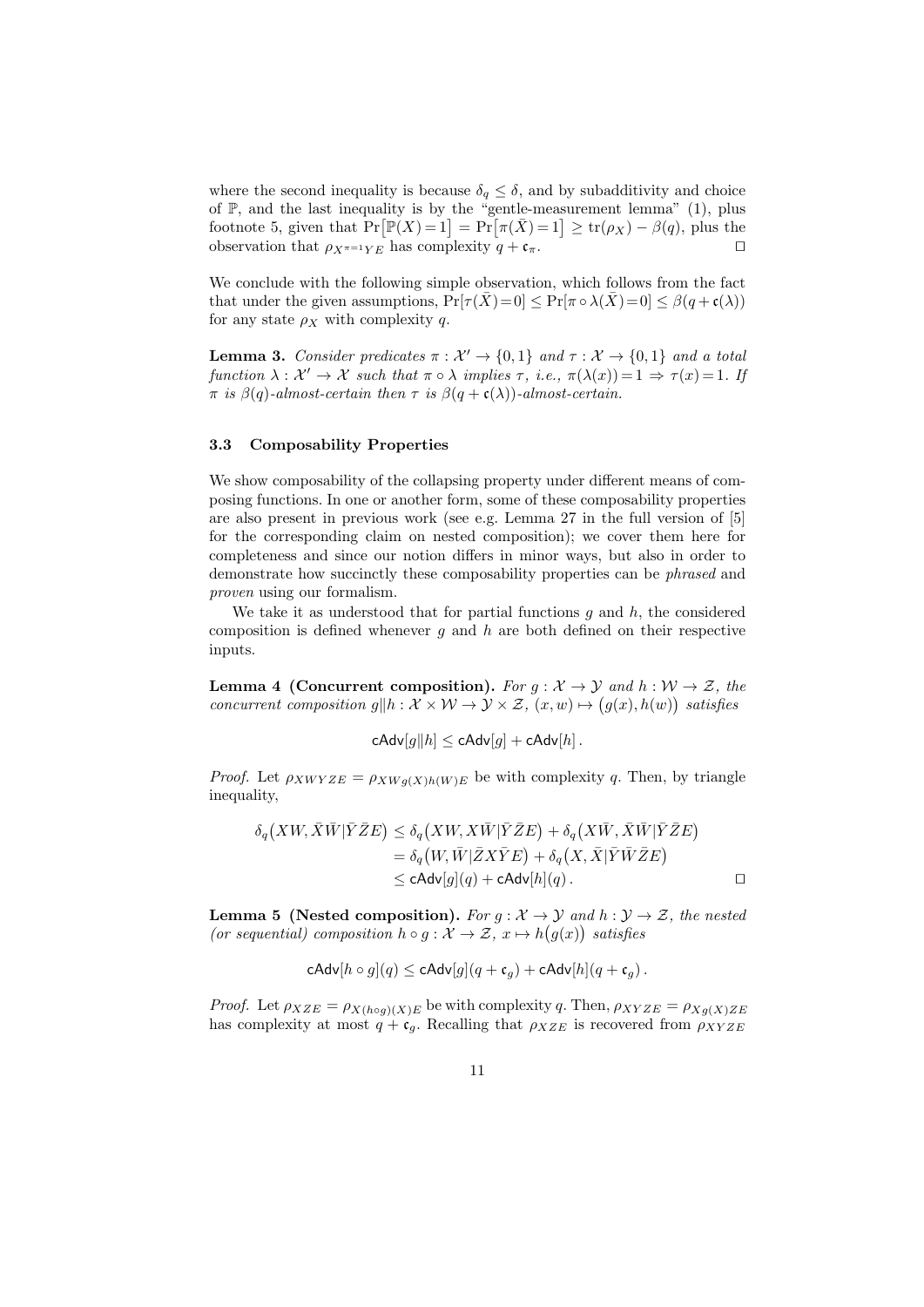where the second inequality is because $\delta_q \le \delta$, and by subadditivity and choice of $\mathbb{P}$, and the last inequality is by the "gentle-measurement lemma" (1), plus footnote 5, given that $\Pr\bigl[\mathbb{P}(X)=1\bigr] = \Pr\bigl[\pi(\bar{X})=1\bigr] \ge \operatorname{tr}(\rho_X) - \beta(q)$, plus the observation that $\rho_{X^{\pi=1}YE}$ has complexity $q + \mathfrak{c}_\pi$. $\square$

We conclude with the following simple observation, which follows from the fact that under the given assumptions, $\Pr[\tau(\bar{X})=0] \le \Pr[\pi\circ\lambda(\bar{X})=0] \le \beta(q+\mathfrak{c}(\lambda))$ for any state $\rho_X$ with complexity $q$.

**Lemma 3.** *Consider predicates $\pi : \mathcal{X}' \to \{0,1\}$ and $\tau : \mathcal{X} \to \{0,1\}$ and a total function $\lambda : \mathcal{X}' \to \mathcal{X}$ such that $\pi \circ \lambda$ implies $\tau$, i.e., $\pi(\lambda(x))=1 \Rightarrow \tau(x)=1$. If $\pi$ is $\beta(q)$-almost-certain then $\tau$ is $\beta(q+\mathfrak{c}(\lambda))$-almost-certain.*

### 3.3 Composability Properties

We show composability of the collapsing property under different means of composing functions. In one or another form, some of these composability properties are also present in previous work (see e.g. Lemma 27 in the full version of [5] for the corresponding claim on nested composition); we cover them here for completeness and since our notion differs in minor ways, but also in order to demonstrate how succinctly these composability properties can be *phrased* and *proven* using our formalism.

We take it as understood that for partial functions $g$ and $h$, the considered composition is defined whenever $g$ and $h$ are both defined on their respective inputs.

**Lemma 4 (Concurrent composition).** *For $g : \mathcal{X} \to \mathcal{Y}$ and $h : \mathcal{W} \to \mathcal{Z}$, the concurrent composition $g\|h : \mathcal{X}\times\mathcal{W} \to \mathcal{Y}\times\mathcal{Z}$, $(x,w) \mapsto \bigl(g(x), h(w)\bigr)$ satisfies*

$$\mathsf{cAdv}[g\|h] \le \mathsf{cAdv}[g] + \mathsf{cAdv}[h]\,.$$

*Proof.* Let $\rho_{XWYZE} = \rho_{XWg(X)h(W)E}$ be with complexity $q$. Then, by triangle inequality,

$$\begin{aligned}
\delta_q\bigl(XW, \bar{X}\bar{W}|\bar{Y}\bar{Z}E\bigr) &\le \delta_q\bigl(XW, X\bar{W}|\bar{Y}\bar{Z}E\bigr) + \delta_q\bigl(X\bar{W}, \bar{X}\bar{W}|\bar{Y}\bar{Z}E\bigr) \\
&= \delta_q\bigl(W, \bar{W}|\bar{Z}X\bar{Y}E\bigr) + \delta_q\bigl(X, \bar{X}|\bar{Y}\bar{W}\bar{Z}E\bigr) \\
&\le \mathsf{cAdv}[g](q) + \mathsf{cAdv}[h](q)\,. \qquad \square
\end{aligned}$$

**Lemma 5 (Nested composition).** *For $g : \mathcal{X} \to \mathcal{Y}$ and $h : \mathcal{Y} \to \mathcal{Z}$, the nested (or sequential) composition $h \circ g : \mathcal{X} \to \mathcal{Z}$, $x \mapsto h\bigl(g(x)\bigr)$ satisfies*

$$\mathsf{cAdv}[h\circ g](q) \le \mathsf{cAdv}[g](q+\mathfrak{c}_g) + \mathsf{cAdv}[h](q+\mathfrak{c}_g)\,.$$

*Proof.* Let $\rho_{XZE} = \rho_{X(h\circ g)(X)E}$ be with complexity $q$. Then, $\rho_{XYZE} = \rho_{Xg(X)ZE}$ has complexity at most $q + \mathfrak{c}_g$. Recalling that $\rho_{XZE}$ is recovered from $\rho_{XYZE}$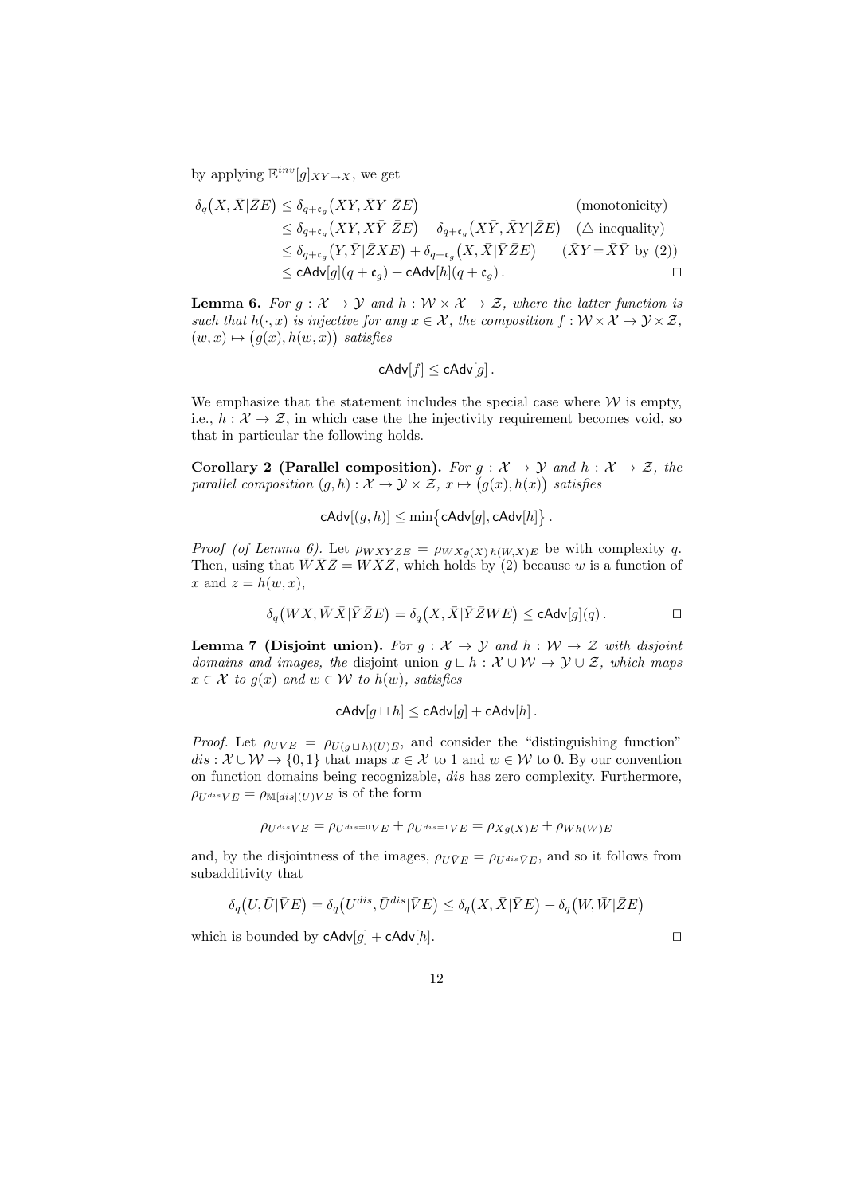by applying $\mathbb{E}^{inv}[g]_{XY\to X}$, we get

$$
\begin{aligned}
\delta_q\big(X,\bar X|\bar Z E\big) &\le \delta_{q+\mathfrak{c}_g}\big(XY,\bar X Y|\bar Z E\big) && \text{(monotonicity)}\\
&\le \delta_{q+\mathfrak{c}_g}\big(XY,X\bar Y|\bar Z E\big) + \delta_{q+\mathfrak{c}_g}\big(X\bar Y,\bar X Y|\bar Z E\big) && (\triangle \text{ inequality})\\
&\le \delta_{q+\mathfrak{c}_g}\big(Y,\bar Y|\bar Z X E\big) + \delta_{q+\mathfrak{c}_g}\big(X,\bar X|\bar Y \bar Z E\big) && (\bar X Y = \bar X \bar Y \text{ by (2)})\\
&\le \mathsf{cAdv}[g](q+\mathfrak{c}_g) + \mathsf{cAdv}[h](q+\mathfrak{c}_g)\,. && \square
\end{aligned}
$$

**Lemma 6.** *For $g:\mathcal{X}\to\mathcal{Y}$ and $h:\mathcal{W}\times\mathcal{X}\to\mathcal{Z}$, where the latter function is such that $h(\cdot,x)$ is injective for any $x\in\mathcal{X}$, the composition $f:\mathcal{W}\times\mathcal{X}\to\mathcal{Y}\times\mathcal{Z}$, $(w,x)\mapsto\big(g(x),h(w,x)\big)$ satisfies*

$$\mathsf{cAdv}[f] \le \mathsf{cAdv}[g]\,.$$

We emphasize that the statement includes the special case where $\mathcal{W}$ is empty, i.e., $h:\mathcal{X}\to\mathcal{Z}$, in which case the the injectivity requirement becomes void, so that in particular the following holds.

**Corollary 2 (Parallel composition).** *For $g:\mathcal{X}\to\mathcal{Y}$ and $h:\mathcal{X}\to\mathcal{Z}$, the parallel composition $(g,h):\mathcal{X}\to\mathcal{Y}\times\mathcal{Z}$, $x\mapsto\big(g(x),h(x)\big)$ satisfies*

$$\mathsf{cAdv}[(g,h)] \le \min\big\{\mathsf{cAdv}[g],\mathsf{cAdv}[h]\big\}\,.$$

*Proof (of Lemma 6).* Let $\rho_{WXYZE}=\rho_{WXg(X)\,h(W,X)E}$ be with complexity $q$. Then, using that $\bar W\bar X\bar Z = W\bar X\bar Z$, which holds by (2) because $w$ is a function of $x$ and $z=h(w,x)$,

$$\delta_q\big(WX,\bar W\bar X|\bar Y\bar Z E\big) = \delta_q\big(X,\bar X|\bar Y\bar Z W E\big) \le \mathsf{cAdv}[g](q)\,. \qquad \square$$

**Lemma 7 (Disjoint union).** *For $g:\mathcal{X}\to\mathcal{Y}$ and $h:\mathcal{W}\to\mathcal{Z}$ with disjoint domains and images, the* disjoint union *$g\sqcup h:\mathcal{X}\cup\mathcal{W}\to\mathcal{Y}\cup\mathcal{Z}$, which maps $x\in\mathcal{X}$ to $g(x)$ and $w\in\mathcal{W}$ to $h(w)$, satisfies*

$$\mathsf{cAdv}[g\sqcup h] \le \mathsf{cAdv}[g] + \mathsf{cAdv}[h]\,.$$

*Proof.* Let $\rho_{UVE}=\rho_{U(g\sqcup h)(U)E}$, and consider the "distinguishing function" $dis:\mathcal{X}\cup\mathcal{W}\to\{0,1\}$ that maps $x\in\mathcal{X}$ to 1 and $w\in\mathcal{W}$ to 0. By our convention on function domains being recognizable, $dis$ has zero complexity. Furthermore, $\rho_{U^{dis}VE}=\rho_{\mathbb{M}[dis](U)VE}$ is of the form

$$\rho_{U^{dis}VE} = \rho_{U^{dis=0}VE} + \rho_{U^{dis=1}VE} = \rho_{Xg(X)E} + \rho_{Wh(W)E}$$

and, by the disjointness of the images, $\rho_{U\bar V E}=\rho_{U^{dis}\bar V E}$, and so it follows from subadditivity that

$$\delta_q\big(U,\bar U|\bar V E\big) = \delta_q\big(U^{dis},\bar U^{dis}|\bar V E\big) \le \delta_q\big(X,\bar X|\bar Y E\big) + \delta_q\big(W,\bar W|\bar Z E\big)$$

which is bounded by $\mathsf{cAdv}[g]+\mathsf{cAdv}[h]$. $\square$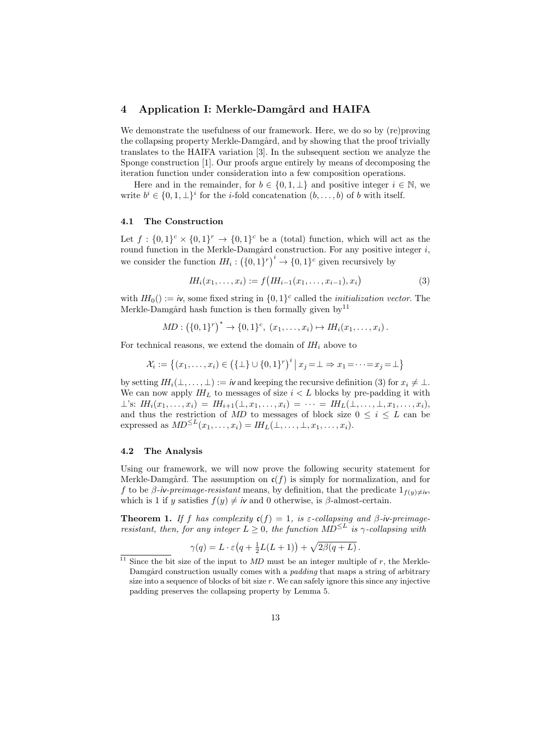## 4 Application I: Merkle-Damgård and HAIFA

We demonstrate the usefulness of our framework. Here, we do so by (re)proving the collapsing property Merkle-Damgård, and by showing that the proof trivially translates to the HAIFA variation [3]. In the subsequent section we analyze the Sponge construction [1]. Our proofs argue entirely by means of decomposing the iteration function under consideration into a few composition operations.

Here and in the remainder, for $b \in \{0, 1, \perp\}$ and positive integer $i \in \mathbb{N}$, we write $b^i \in \{0, 1, \perp\}^i$ for the $i$-fold concatenation $(b, \ldots, b)$ of $b$ with itself.

### 4.1 The Construction

Let $f : \{0,1\}^c \times \{0,1\}^r \to \{0,1\}^c$ be a (total) function, which will act as the round function in the Merkle-Damgård construction. For any positive integer $i$, we consider the function $IH_i : \left(\{0,1\}^r\right)^i \to \{0,1\}^c$ given recursively by

$$IH_i(x_1, \ldots, x_i) := f\big(IH_{i-1}(x_1, \ldots, x_{i-1}), x_i\big) \tag{3}$$

with $IH_0() := \mathsf{iv}$, some fixed string in $\{0,1\}^c$ called the *initialization vector*. The Merkle-Damgård hash function is then formally given by[11]

$$MD : \left(\{0,1\}^r\right)^* \to \{0,1\}^c,\ (x_1, \ldots, x_i) \mapsto IH_i(x_1, \ldots, x_i)\,.$$

For technical reasons, we extend the domain of $IH_i$ above to

$$\mathcal{X}_i := \left\{(x_1, \ldots, x_i) \in \left(\{\perp\} \cup \{0,1\}^r\right)^i \,\middle|\, x_j = \perp \Rightarrow x_1 = \cdots = x_j = \perp\right\}$$

by setting $IH_i(\perp, \ldots, \perp) := \mathsf{iv}$ and keeping the recursive definition (3) for $x_i \neq \perp$. We can now apply $IH_L$ to messages of size $i < L$ blocks by pre-padding it with $\perp$'s: $IH_i(x_1, \ldots, x_i) = IH_{i+1}(\perp, x_1, \ldots, x_i) = \cdots = IH_L(\perp, \ldots, \perp, x_1, \ldots, x_i)$, and thus the restriction of $MD$ to messages of block size $0 \leq i \leq L$ can be expressed as $MD^{\leq L}(x_1, \ldots, x_i) = IH_L(\perp, \ldots, \perp, x_1, \ldots, x_i)$.

### 4.2 The Analysis

Using our framework, we will now prove the following security statement for Merkle-Damgård. The assumption on $\mathfrak{c}(f)$ is simply for normalization, and for $f$ to be $\beta$-$\mathsf{iv}$-*preimage-resistant* means, by definition, that the predicate $1_{f(y) \neq \mathsf{iv}}$, which is 1 if $y$ satisfies $f(y) \neq \mathsf{iv}$ and 0 otherwise, is $\beta$-almost-certain.

**Theorem 1.** *If $f$ has complexity $\mathfrak{c}(f) = 1$, is $\varepsilon$-collapsing and $\beta$-$\mathsf{iv}$-preimage-resistant, then, for any integer $L \geq 0$, the function $MD^{\leq L}$ is $\gamma$-collapsing with*

$$\gamma(q) = L \cdot \varepsilon\big(q + \tfrac{1}{2}L(L+1)\big) + \sqrt{2\beta(q+L)}\,.$$

[11] Since the bit size of the input to $MD$ must be an integer multiple of $r$, the Merkle-Damgård construction usually comes with a *padding* that maps a string of arbitrary size into a sequence of blocks of bit size $r$. We can safely ignore this since any injective padding preserves the collapsing property by Lemma 5.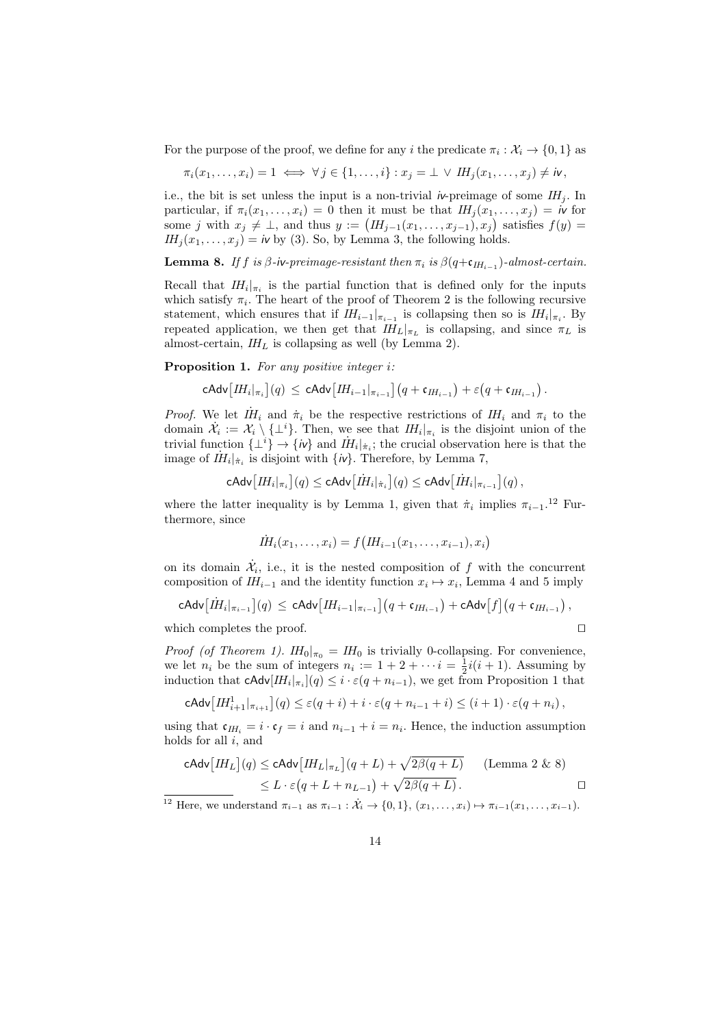For the purpose of the proof, we define for any $i$ the predicate $\pi_i : \mathcal{X}_i \to \{0,1\}$ as

$$\pi_i(x_1,\ldots,x_i) = 1 \iff \forall j \in \{1,\ldots,i\} : x_j = \bot \vee \mathit{IH}_j(x_1,\ldots,x_j) \neq \mathsf{iv},$$

i.e., the bit is set unless the input is a non-trivial $\mathsf{iv}$-preimage of some $\mathit{IH}_j$. In particular, if $\pi_i(x_1,\ldots,x_i) = 0$ then it must be that $\mathit{IH}_j(x_1,\ldots,x_j) = \mathsf{iv}$ for some $j$ with $x_j \neq \bot$, and thus $y := \big(\mathit{IH}_{j-1}(x_1,\ldots,x_{j-1}), x_j\big)$ satisfies $f(y) = \mathit{IH}_j(x_1,\ldots,x_j) = \mathsf{iv}$ by (3). So, by Lemma 3, the following holds.

**Lemma 8.** *If $f$ is $\beta$-$\mathsf{iv}$-preimage-resistant then $\pi_i$ is $\beta(q+\mathfrak{c}_{\mathit{IH}_{i-1}})$-almost-certain.*

Recall that $\mathit{IH}_i|_{\pi_i}$ is the partial function that is defined only for the inputs which satisfy $\pi_i$. The heart of the proof of Theorem 2 is the following recursive statement, which ensures that if $\mathit{IH}_{i-1}|_{\pi_{i-1}}$ is collapsing then so is $\mathit{IH}_i|_{\pi_i}$. By repeated application, we then get that $\mathit{IH}_L|_{\pi_L}$ is collapsing, and since $\pi_L$ is almost-certain, $\mathit{IH}_L$ is collapsing as well (by Lemma 2).

**Proposition 1.** *For any positive integer $i$:*

$$\mathsf{cAdv}\big[\mathit{IH}_i|_{\pi_i}\big](q) \;\le\; \mathsf{cAdv}\big[\mathit{IH}_{i-1}|_{\pi_{i-1}}\big]\big(q+\mathfrak{c}_{\mathit{IH}_{i-1}}\big) + \varepsilon\big(q+\mathfrak{c}_{\mathit{IH}_{i-1}}\big)\,.$$

*Proof.* We let $\dot{\mathit{IH}}_i$ and $\dot{\pi}_i$ be the respective restrictions of $\mathit{IH}_i$ and $\pi_i$ to the domain $\dot{\mathcal{X}}_i := \mathcal{X}_i \setminus \{\bot^i\}$. Then, we see that $\mathit{IH}_i|_{\pi_i}$ is the disjoint union of the trivial function $\{\bot^i\} \to \{\mathsf{iv}\}$ and $\dot{\mathit{IH}}_i|_{\dot{\pi}_i}$; the crucial observation here is that the image of $\dot{\mathit{IH}}_i|_{\dot{\pi}_i}$ is disjoint with $\{\mathsf{iv}\}$. Therefore, by Lemma 7,

$$\mathsf{cAdv}\big[\mathit{IH}_i|_{\pi_i}\big](q) \le \mathsf{cAdv}\big[\dot{\mathit{IH}}_i|_{\dot{\pi}_i}\big](q) \le \mathsf{cAdv}\big[\dot{\mathit{IH}}_i|_{\pi_{i-1}}\big](q)\,,$$

where the latter inequality is by Lemma 1, given that $\dot{\pi}_i$ implies $\pi_{i-1}$.[12] Furthermore, since

$$\dot{\mathit{IH}}_i(x_1,\ldots,x_i) = f\big(\mathit{IH}_{i-1}(x_1,\ldots,x_{i-1}), x_i\big)$$

on its domain $\dot{\mathcal{X}}_i$, i.e., it is the nested composition of $f$ with the concurrent composition of $\mathit{IH}_{i-1}$ and the identity function $x_i \mapsto x_i$, Lemma 4 and 5 imply

$$\mathsf{cAdv}\big[\dot{\mathit{IH}}_i|_{\pi_{i-1}}\big](q) \;\le\; \mathsf{cAdv}\big[\mathit{IH}_{i-1}|_{\pi_{i-1}}\big]\big(q+\mathfrak{c}_{\mathit{IH}_{i-1}}\big) + \mathsf{cAdv}\big[f\big]\big(q+\mathfrak{c}_{\mathit{IH}_{i-1}}\big)\,,$$

which completes the proof. $\square$

*Proof (of Theorem 1).* $\mathit{IH}_0|_{\pi_0} = \mathit{IH}_0$ is trivially 0-collapsing. For convenience, we let $n_i$ be the sum of integers $n_i := 1+2+\cdots i = \frac{1}{2}i(i+1)$. Assuming by induction that $\mathsf{cAdv}[\mathit{IH}_i|_{\pi_i}](q) \le i\cdot\varepsilon(q+n_{i-1})$, we get from Proposition 1 that

$$\mathsf{cAdv}\big[\mathit{IH}^1_{i+1}|_{\pi_{i+1}}\big](q) \le \varepsilon(q+i) + i\cdot\varepsilon(q+n_{i-1}+i) \le (i+1)\cdot\varepsilon(q+n_i)\,,$$

using that $\mathfrak{c}_{\mathit{IH}_i} = i\cdot\mathfrak{c}_f = i$ and $n_{i-1}+i = n_i$. Hence, the induction assumption holds for all $i$, and

$$\begin{aligned}\mathsf{cAdv}\big[\mathit{IH}_L\big](q) &\le \mathsf{cAdv}\big[\mathit{IH}_L|_{\pi_L}\big](q+L) + \sqrt{2\beta(q+L)} \qquad \text{(Lemma 2 \& 8)}\\ &\le L\cdot\varepsilon\big(q+L+n_{L-1}\big) + \sqrt{2\beta(q+L)}\,.\end{aligned}$$

$\square$

[12] Here, we understand $\pi_{i-1}$ as $\pi_{i-1} : \dot{\mathcal{X}}_i \to \{0,1\}$, $(x_1,\ldots,x_i) \mapsto \pi_{i-1}(x_1,\ldots,x_{i-1})$.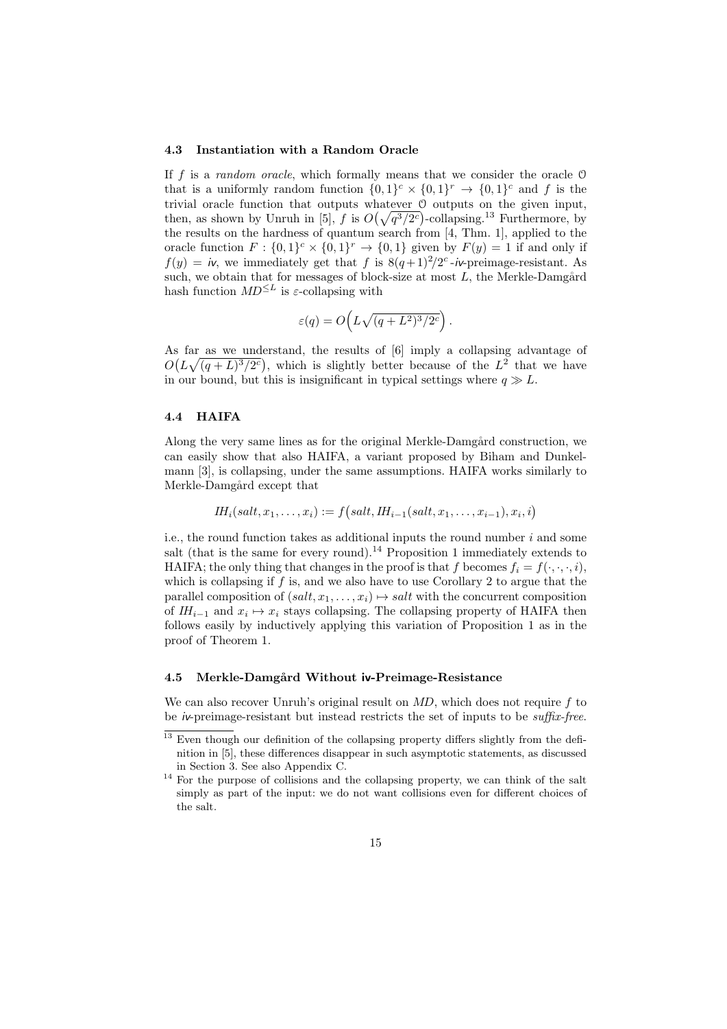### 4.3 Instantiation with a Random Oracle

If $f$ is a *random oracle*, which formally means that we consider the oracle $\mathcal{O}$ that is a uniformly random function $\{0,1\}^c \times \{0,1\}^r \to \{0,1\}^c$ and $f$ is the trivial oracle function that outputs whatever $\mathcal{O}$ outputs on the given input, then, as shown by Unruh in [5], $f$ is $O\big(\sqrt{q^3/2^c}\big)$-collapsing.[13] Furthermore, by the results on the hardness of quantum search from [4, Thm. 1], applied to the oracle function $F : \{0,1\}^c \times \{0,1\}^r \to \{0,1\}$ given by $F(y) = 1$ if and only if $f(y) = \mathsf{iv}$, we immediately get that $f$ is $8(q+1)^2/2^c$-$\mathsf{iv}$-preimage-resistant. As such, we obtain that for messages of block-size at most $L$, the Merkle-Damgård hash function $MD^{\leq L}$ is $\varepsilon$-collapsing with

$$\varepsilon(q) = O\Big(L\sqrt{(q+L^2)^3/2^c}\Big)\,.$$

As far as we understand, the results of [6] imply a collapsing advantage of $O\big(L\sqrt{(q+L)^3/2^c}\big)$, which is slightly better because of the $L^2$ that we have in our bound, but this is insignificant in typical settings where $q \gg L$.

### 4.4 HAIFA

Along the very same lines as for the original Merkle-Damgård construction, we can easily show that also HAIFA, a variant proposed by Biham and Dunkelmann [3], is collapsing, under the same assumptions. HAIFA works similarly to Merkle-Damgård except that

$$IH_i(salt, x_1, \ldots, x_i) := f\big(salt, IH_{i-1}(salt, x_1, \ldots, x_{i-1}), x_i, i\big)$$

i.e., the round function takes as additional inputs the round number $i$ and some salt (that is the same for every round).[14] Proposition 1 immediately extends to HAIFA; the only thing that changes in the proof is that $f$ becomes $f_i = f(\cdot,\cdot,\cdot,i)$, which is collapsing if $f$ is, and we also have to use Corollary 2 to argue that the parallel composition of $(salt, x_1, \ldots, x_i) \mapsto salt$ with the concurrent composition of $IH_{i-1}$ and $x_i \mapsto x_i$ stays collapsing. The collapsing property of HAIFA then follows easily by inductively applying this variation of Proposition 1 as in the proof of Theorem 1.

### 4.5 Merkle-Damgård Without $\mathsf{iv}$-Preimage-Resistance

We can also recover Unruh's original result on $MD$, which does not require $f$ to be $\mathsf{iv}$-preimage-resistant but instead restricts the set of inputs to be *suffix-free*.

[13] Even though our definition of the collapsing property differs slightly from the definition in [5], these differences disappear in such asymptotic statements, as discussed in Section 3. See also Appendix C.

[14] For the purpose of collisions and the collapsing property, we can think of the salt simply as part of the input: we do not want collisions even for different choices of the salt.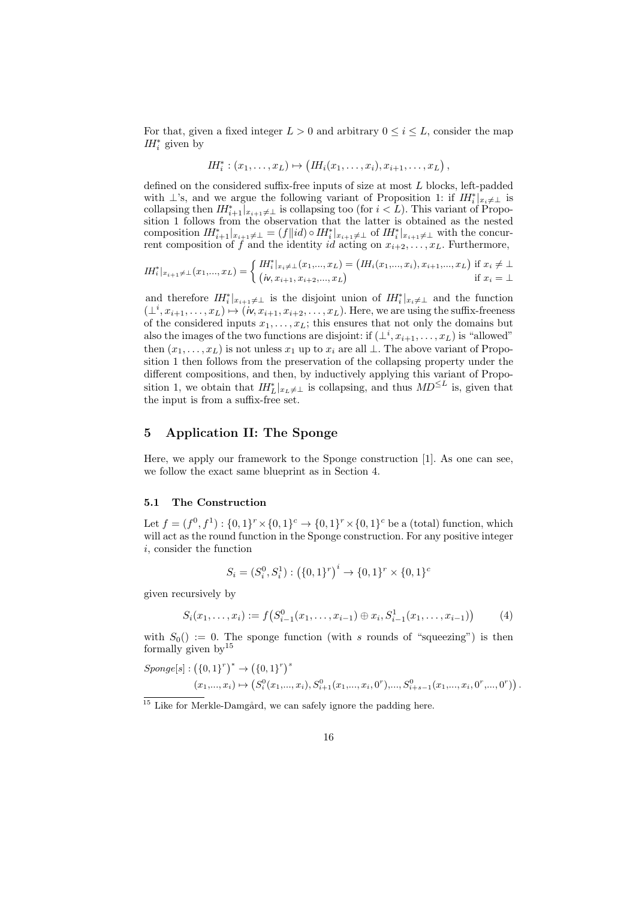For that, given a fixed integer $L > 0$ and arbitrary $0 \leq i \leq L$, consider the map $IH_i^*$ given by

$$IH_i^* : (x_1, \ldots, x_L) \mapsto \big(IH_i(x_1, \ldots, x_i), x_{i+1}, \ldots, x_L\big),$$

defined on the considered suffix-free inputs of size at most $L$ blocks, left-padded with $\perp$'s, and we argue the following variant of Proposition 1: if $IH_i^*|_{x_i \neq \perp}$ is collapsing then $IH_{i+1}^*|_{x_{i+1} \neq \perp}$ is collapsing too (for $i < L$). This variant of Proposition 1 follows from the observation that the latter is obtained as the nested composition $IH_{i+1}^*|_{x_{i+1} \neq \perp} = (f \| id) \circ IH_i^*|_{x_{i+1} \neq \perp}$ of $IH_i^*|_{x_{i+1} \neq \perp}$ with the concurrent composition of $f$ and the identity $id$ acting on $x_{i+2}, \ldots, x_L$. Furthermore,

$$IH_i^*|_{x_{i+1} \neq \perp}(x_1, \ldots, x_L) = \begin{cases} IH_i^*|_{x_i \neq \perp}(x_1, \ldots, x_L) = \big(IH_i(x_1, \ldots, x_i), x_{i+1}, \ldots, x_L\big) & \text{if } x_i \neq \perp \\ \big(iv, x_{i+1}, x_{i+2}, \ldots, x_L\big) & \text{if } x_i = \perp \end{cases}$$

and therefore $IH_i^*|_{x_{i+1} \neq \perp}$ is the disjoint union of $IH_i^*|_{x_i \neq \perp}$ and the function $(\perp^i, x_{i+1}, \ldots, x_L) \mapsto (iv, x_{i+1}, x_{i+2}, \ldots, x_L)$. Here, we are using the suffix-freeness of the considered inputs $x_1, \ldots, x_L$; this ensures that not only the domains but also the images of the two functions are disjoint: if $(\perp^i, x_{i+1}, \ldots, x_L)$ is "allowed" then $(x_1, \ldots, x_L)$ is not unless $x_1$ up to $x_i$ are all $\perp$. The above variant of Proposition 1 then follows from the preservation of the collapsing property under the different compositions, and then, by inductively applying this variant of Proposition 1, we obtain that $IH_L^*|_{x_L \neq \perp}$ is collapsing, and thus $MD^{\leq L}$ is, given that the input is from a suffix-free set.

## 5 Application II: The Sponge

Here, we apply our framework to the Sponge construction [1]. As one can see, we follow the exact same blueprint as in Section 4.

### 5.1 The Construction

Let $f = (f^0, f^1) : \{0,1\}^r \times \{0,1\}^c \to \{0,1\}^r \times \{0,1\}^c$ be a (total) function, which will act as the round function in the Sponge construction. For any positive integer $i$, consider the function

$$S_i = (S_i^0, S_i^1) : \big(\{0,1\}^r\big)^i \to \{0,1\}^r \times \{0,1\}^c$$

given recursively by

$$S_i(x_1, \ldots, x_i) := f\big(S_{i-1}^0(x_1, \ldots, x_{i-1}) \oplus x_i, S_{i-1}^1(x_1, \ldots, x_{i-1})\big) \qquad (4)$$

with $S_0() := 0$. The sponge function (with $s$ rounds of "squeezing") is then formally given by[15]

$$Sponge[s] : \big(\{0,1\}^r\big)^* \to \big(\{0,1\}^r\big)^s$$
$$(x_1, \ldots, x_i) \mapsto \big(S_i^0(x_1, \ldots, x_i), S_{i+1}^0(x_1, \ldots, x_i, 0^r), \ldots, S_{i+s-1}^0(x_1, \ldots, x_i, 0^r, \ldots, 0^r)\big).$$

[15] Like for Merkle-Damgård, we can safely ignore the padding here.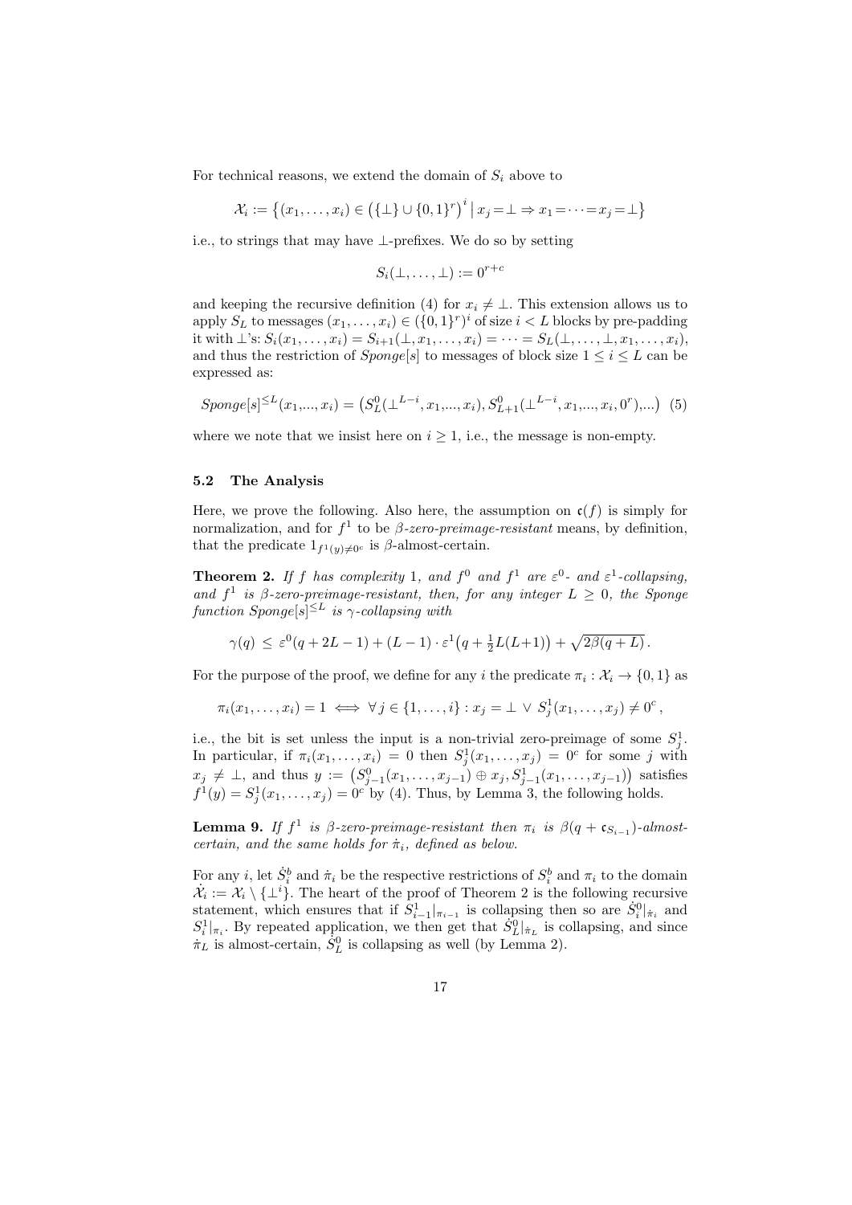For technical reasons, we extend the domain of $S_i$ above to

$$\mathcal{X}_i := \big\{(x_1,\ldots,x_i) \in \big(\{\bot\}\cup\{0,1\}^r\big)^i \,\big|\, x_j = \bot \Rightarrow x_1 = \cdots = x_j = \bot\big\}$$

i.e., to strings that may have $\bot$-prefixes. We do so by setting

$$S_i(\bot,\ldots,\bot) := 0^{r+c}$$

and keeping the recursive definition (4) for $x_i \neq \bot$. This extension allows us to apply $S_L$ to messages $(x_1,\ldots,x_i) \in (\{0,1\}^r)^i$ of size $i < L$ blocks by pre-padding it with $\bot$'s: $S_i(x_1,\ldots,x_i) = S_{i+1}(\bot,x_1,\ldots,x_i) = \cdots = S_L(\bot,\ldots,\bot,x_1,\ldots,x_i)$, and thus the restriction of $Sponge[s]$ to messages of block size $1 \leq i \leq L$ can be expressed as:

$$Sponge[s]^{\leq L}(x_1,\ldots,x_i) = \big(S^0_L(\bot^{L-i},x_1,\ldots,x_i), S^0_{L+1}(\bot^{L-i},x_1,\ldots,x_i,0^r),\ldots\big) \quad (5)$$

where we note that we insist here on $i \geq 1$, i.e., the message is non-empty.

### 5.2 The Analysis

Here, we prove the following. Also here, the assumption on $\mathfrak{c}(f)$ is simply for normalization, and for $f^1$ to be *$\beta$-zero-preimage-resistant* means, by definition, that the predicate $1_{f^1(y)\neq 0^c}$ is $\beta$-almost-certain.

**Theorem 2.** *If $f$ has complexity 1, and $f^0$ and $f^1$ are $\varepsilon^0$- and $\varepsilon^1$-collapsing, and $f^1$ is $\beta$-zero-preimage-resistant, then, for any integer $L \geq 0$, the Sponge function $Sponge[s]^{\leq L}$ is $\gamma$-collapsing with*

$$\gamma(q) \leq \varepsilon^0(q+2L-1) + (L-1)\cdot\varepsilon^1\big(q+\tfrac{1}{2}L(L+1)\big) + \sqrt{2\beta(q+L)}\,.$$

For the purpose of the proof, we define for any $i$ the predicate $\pi_i : \mathcal{X}_i \to \{0,1\}$ as

$$\pi_i(x_1,\ldots,x_i) = 1 \iff \forall\, j \in \{1,\ldots,i\} : x_j = \bot \,\vee\, S^1_j(x_1,\ldots,x_j) \neq 0^c\,,$$

i.e., the bit is set unless the input is a non-trivial zero-preimage of some $S^1_j$. In particular, if $\pi_i(x_1,\ldots,x_i) = 0$ then $S^1_j(x_1,\ldots,x_j) = 0^c$ for some $j$ with $x_j \neq \bot$, and thus $y := \big(S^0_{j-1}(x_1,\ldots,x_{j-1}) \oplus x_j, S^1_{j-1}(x_1,\ldots,x_{j-1})\big)$ satisfies $f^1(y) = S^1_j(x_1,\ldots,x_j) = 0^c$ by (4). Thus, by Lemma 3, the following holds.

**Lemma 9.** *If $f^1$ is $\beta$-zero-preimage-resistant then $\pi_i$ is $\beta(q+\mathfrak{c}_{S_{i-1}})$-almost-certain, and the same holds for $\dot\pi_i$, defined as below.*

For any $i$, let $\dot S^b_i$ and $\dot\pi_i$ be the respective restrictions of $S^b_i$ and $\pi_i$ to the domain $\dot{\mathcal{X}}_i := \mathcal{X}_i \setminus \{\bot^i\}$. The heart of the proof of Theorem 2 is the following recursive statement, which ensures that if $S^1_{i-1}|_{\pi_{i-1}}$ is collapsing then so are $\dot S^0_i|_{\dot\pi_i}$ and $S^1_i|_{\pi_i}$. By repeated application, we then get that $\dot S^0_L|_{\dot\pi_L}$ is collapsing, and since $\dot\pi_L$ is almost-certain, $\dot S^0_L$ is collapsing as well (by Lemma 2).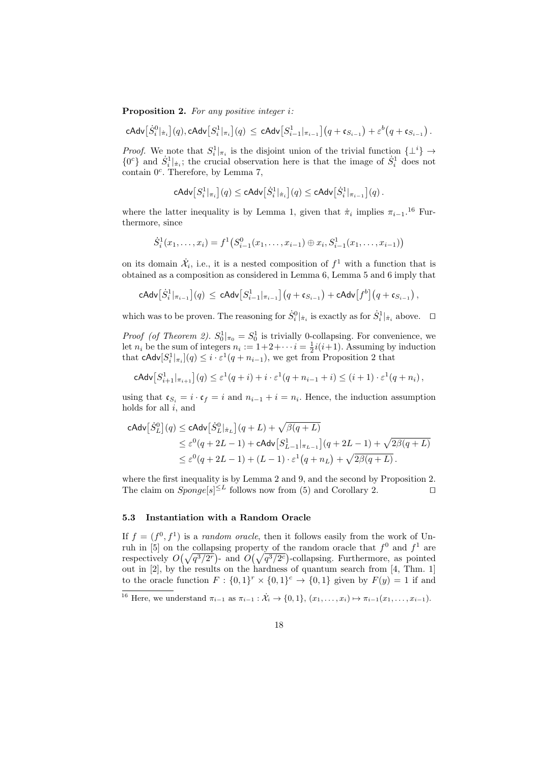**Proposition 2.** *For any positive integer $i$:*

$$\mathsf{cAdv}\big[\dot{S}^0_i|_{\dot\pi_i}\big](q), \mathsf{cAdv}\big[S^1_i|_{\pi_i}\big](q) \;\le\; \mathsf{cAdv}\big[S^1_{i-1}|_{\pi_{i-1}}\big]\big(q + \mathfrak{c}_{S_{i-1}}\big) + \varepsilon^b\big(q + \mathfrak{c}_{S_{i-1}}\big)\,.$$

*Proof.* We note that $S^1_i|_{\pi_i}$ is the disjoint union of the trivial function $\{\bot^i\} \to \{0^c\}$ and $\dot{S}^1_i|_{\dot\pi_i}$; the crucial observation here is that the image of $\dot{S}^1_i$ does not contain $0^c$. Therefore, by Lemma 7,

$$\mathsf{cAdv}\big[S^1_i|_{\pi_i}\big](q) \le \mathsf{cAdv}\big[\dot{S}^1_i|_{\dot\pi_i}\big](q) \le \mathsf{cAdv}\big[\dot{S}^1_i|_{\pi_{i-1}}\big](q)\,.$$

where the latter inequality is by Lemma 1, given that $\dot\pi_i$ implies $\pi_{i-1}$.[16] Furthermore, since

$$\dot{S}^1_i(x_1,\ldots,x_i) = f^1\big(S^0_{i-1}(x_1,\ldots,x_{i-1}) \oplus x_i, S^1_{i-1}(x_1,\ldots,x_{i-1})\big)$$

on its domain $\dot{\mathcal{X}}_i$, i.e., it is a nested composition of $f^1$ with a function that is obtained as a composition as considered in Lemma 6, Lemma 5 and 6 imply that

$$\mathsf{cAdv}\big[\dot{S}^1_i|_{\pi_{i-1}}\big](q) \;\le\; \mathsf{cAdv}\big[S^1_{i-1}|_{\pi_{i-1}}\big]\big(q + \mathfrak{c}_{S_{i-1}}\big) + \mathsf{cAdv}\big[f^b\big]\big(q + \mathfrak{c}_{S_{i-1}}\big)\,,$$

which was to be proven. The reasoning for $\dot{S}^0_i|_{\dot\pi_i}$ is exactly as for $\dot{S}^1_i|_{\dot\pi_i}$ above. $\square$

*Proof (of Theorem 2).* $S^1_0|_{\pi_0} = S^1_0$ is trivially 0-collapsing. For convenience, we let $n_i$ be the sum of integers $n_i := 1+2+\cdots i = \frac{1}{2}i(i+1)$. Assuming by induction that $\mathsf{cAdv}[S^1_i|_{\pi_i}](q) \le i \cdot \varepsilon^1(q + n_{i-1})$, we get from Proposition 2 that

$$\mathsf{cAdv}\big[S^1_{i+1}|_{\pi_{i+1}}\big](q) \le \varepsilon^1(q+i) + i\cdot\varepsilon^1(q + n_{i-1} + i) \le (i+1)\cdot\varepsilon^1(q+n_i)\,,$$

using that $\mathfrak{c}_{S_i} = i \cdot \mathfrak{c}_f = i$ and $n_{i-1} + i = n_i$. Hence, the induction assumption holds for all $i$, and

$$\begin{aligned}
\mathsf{cAdv}\big[\dot{S}^0_L\big](q) &\le \mathsf{cAdv}\big[\dot{S}^0_L|_{\dot\pi_L}\big](q+L) + \sqrt{\beta(q+L)} \\
&\le \varepsilon^0(q+2L-1) + \mathsf{cAdv}\big[S^1_{L-1}|_{\pi_{L-1}}\big](q+2L-1) + \sqrt{2\beta(q+L)} \\
&\le \varepsilon^0(q+2L-1) + (L-1)\cdot\varepsilon^1\big(q+n_L\big) + \sqrt{2\beta(q+L)}\,.
\end{aligned}$$

where the first inequality is by Lemma 2 and 9, and the second by Proposition 2. The claim on $Sponge[s]^{\le L}$ follows now from (5) and Corollary 2. $\square$

### 5.3 Instantiation with a Random Oracle

If $f = (f^0, f^1)$ is a *random oracle*, then it follows easily from the work of Unruh in [5] on the collapsing property of the random oracle that $f^0$ and $f^1$ are respectively $O\big(\sqrt{q^3/2^r}\big)$- and $O\big(\sqrt{q^3/2^c}\big)$-collapsing. Furthermore, as pointed out in [2], by the results on the hardness of quantum search from [4, Thm. 1] to the oracle function $F : \{0,1\}^r \times \{0,1\}^c \to \{0,1\}$ given by $F(y) = 1$ if and

[16] Here, we understand $\pi_{i-1}$ as $\pi_{i-1} : \dot{\mathcal{X}}_i \to \{0,1\}$, $(x_1,\ldots,x_i) \mapsto \pi_{i-1}(x_1,\ldots,x_{i-1})$.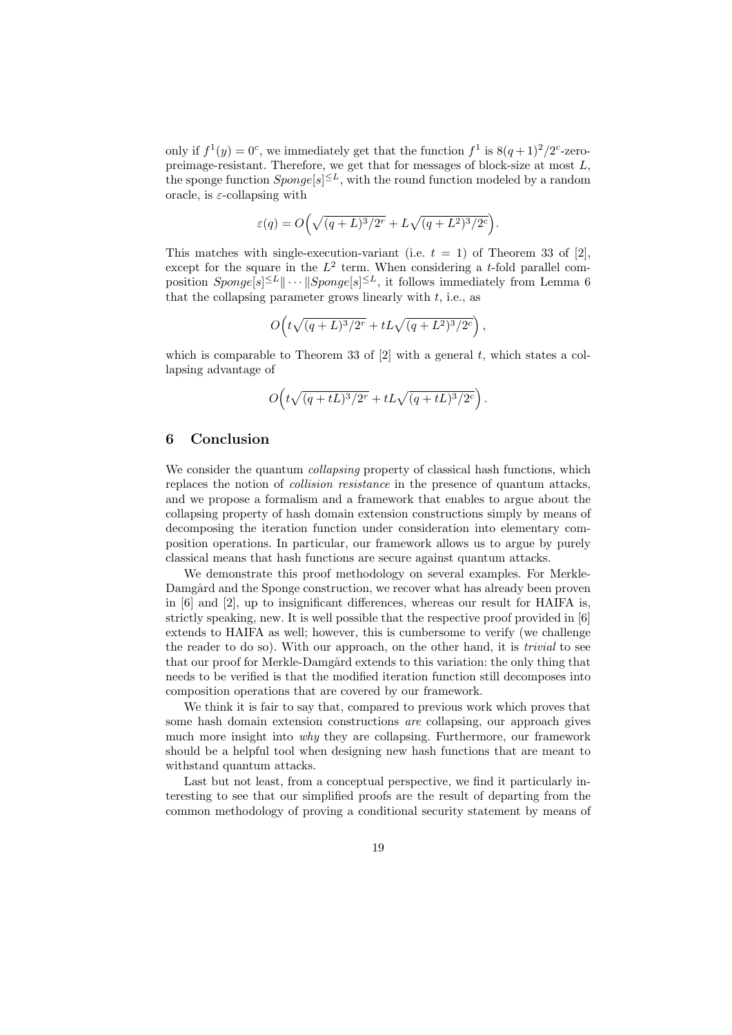only if $f^1(y) = 0^c$, we immediately get that the function $f^1$ is $8(q+1)^2/2^c$-zero-preimage-resistant. Therefore, we get that for messages of block-size at most $L$, the sponge function $Sponge[s]^{\leq L}$, with the round function modeled by a random oracle, is $\varepsilon$-collapsing with

$$\varepsilon(q) = O\Big(\sqrt{(q+L)^3/2^r} + L\sqrt{(q+L^2)^3/2^c}\Big).$$

This matches with single-execution-variant (i.e. $t = 1$) of Theorem 33 of [2], except for the square in the $L^2$ term. When considering a $t$-fold parallel composition $Sponge[s]^{\leq L}\| \cdots \|Sponge[s]^{\leq L}$, it follows immediately from Lemma 6 that the collapsing parameter grows linearly with $t$, i.e., as

$$O\Big(t\sqrt{(q+L)^3/2^r} + tL\sqrt{(q+L^2)^3/2^c}\Big)\,,$$

which is comparable to Theorem 33 of [2] with a general $t$, which states a collapsing advantage of

$$O\Big(t\sqrt{(q+tL)^3/2^r} + tL\sqrt{(q+tL)^3/2^c}\Big)\,.$$

## 6 Conclusion

We consider the quantum *collapsing* property of classical hash functions, which replaces the notion of *collision resistance* in the presence of quantum attacks, and we propose a formalism and a framework that enables to argue about the collapsing property of hash domain extension constructions simply by means of decomposing the iteration function under consideration into elementary composition operations. In particular, our framework allows us to argue by purely classical means that hash functions are secure against quantum attacks.

We demonstrate this proof methodology on several examples. For Merkle-Damgård and the Sponge construction, we recover what has already been proven in [6] and [2], up to insignificant differences, whereas our result for HAIFA is, strictly speaking, new. It is well possible that the respective proof provided in [6] extends to HAIFA as well; however, this is cumbersome to verify (we challenge the reader to do so). With our approach, on the other hand, it is *trivial* to see that our proof for Merkle-Damgård extends to this variation: the only thing that needs to be verified is that the modified iteration function still decomposes into composition operations that are covered by our framework.

We think it is fair to say that, compared to previous work which proves that some hash domain extension constructions *are* collapsing, our approach gives much more insight into *why* they are collapsing. Furthermore, our framework should be a helpful tool when designing new hash functions that are meant to withstand quantum attacks.

Last but not least, from a conceptual perspective, we find it particularly interesting to see that our simplified proofs are the result of departing from the common methodology of proving a conditional security statement by means of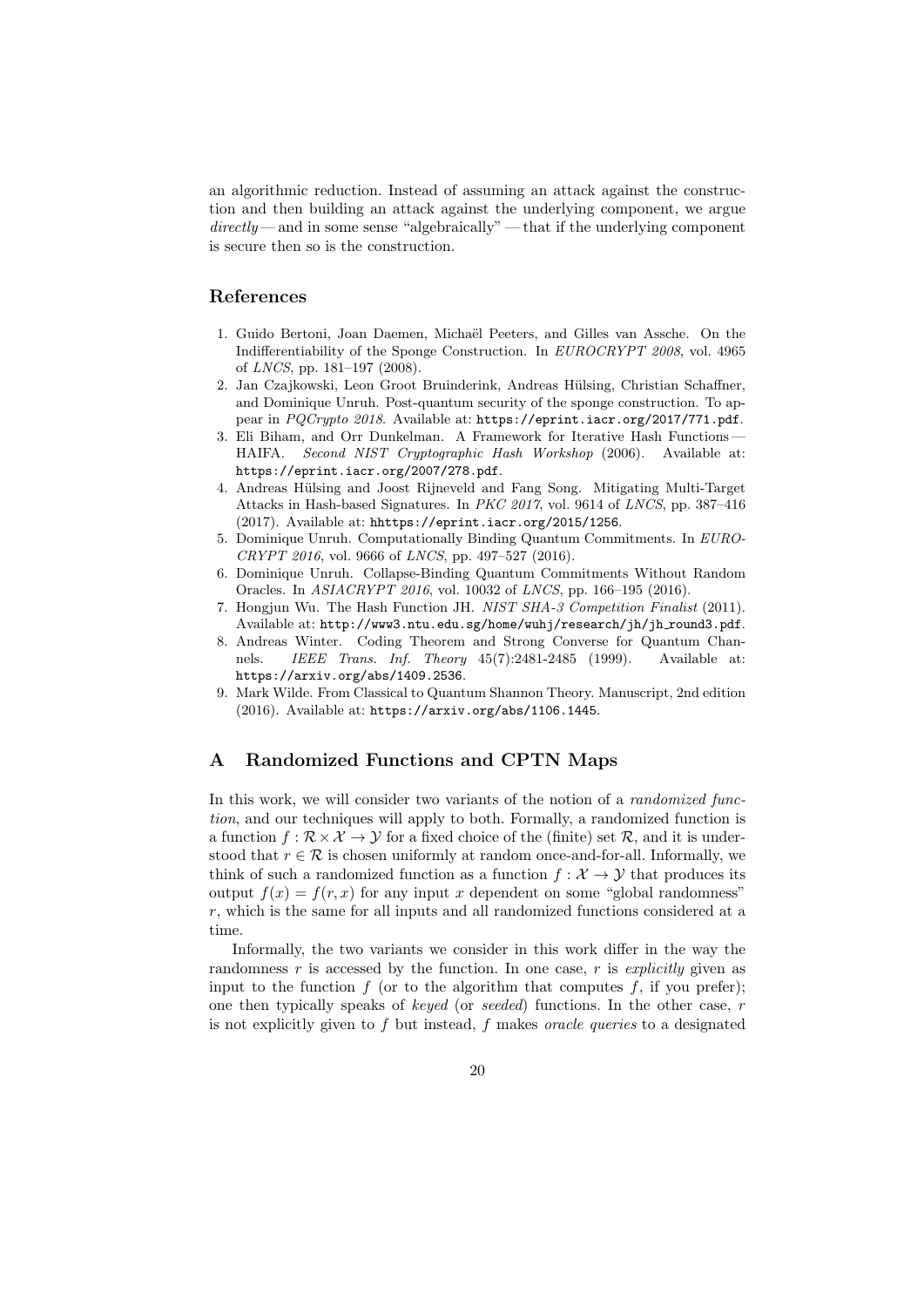an algorithmic reduction. Instead of assuming an attack against the construction and then building an attack against the underlying component, we argue *directly* — and in some sense "algebraically" — that if the underlying component is secure then so is the construction.

## References

1. Guido Bertoni, Joan Daemen, Michaël Peeters, and Gilles van Assche. On the Indifferentiability of the Sponge Construction. In *EUROCRYPT 2008*, vol. 4965 of *LNCS*, pp. 181–197 (2008).
2. Jan Czajkowski, Leon Groot Bruinderink, Andreas Hülsing, Christian Schaffner, and Dominique Unruh. Post-quantum security of the sponge construction. To appear in *PQCrypto 2018*. Available at: `https://eprint.iacr.org/2017/771.pdf`.
3. Eli Biham, and Orr Dunkelman. A Framework for Iterative Hash Functions — HAIFA. *Second NIST Cryptographic Hash Workshop* (2006). Available at: `https://eprint.iacr.org/2007/278.pdf`.
4. Andreas Hülsing and Joost Rijneveld and Fang Song. Mitigating Multi-Target Attacks in Hash-based Signatures. In *PKC 2017*, vol. 9614 of *LNCS*, pp. 387–416 (2017). Available at: `hhttps://eprint.iacr.org/2015/1256`.
5. Dominique Unruh. Computationally Binding Quantum Commitments. In *EUROCRYPT 2016*, vol. 9666 of *LNCS*, pp. 497–527 (2016).
6. Dominique Unruh. Collapse-Binding Quantum Commitments Without Random Oracles. In *ASIACRYPT 2016*, vol. 10032 of *LNCS*, pp. 166–195 (2016).
7. Hongjun Wu. The Hash Function JH. *NIST SHA-3 Competition Finalist* (2011). Available at: `http://www3.ntu.edu.sg/home/wuhj/research/jh/jh_round3.pdf`.
8. Andreas Winter. Coding Theorem and Strong Converse for Quantum Channels. *IEEE Trans. Inf. Theory* 45(7):2481-2485 (1999). Available at: `https://arxiv.org/abs/1409.2536`.
9. Mark Wilde. From Classical to Quantum Shannon Theory. Manuscript, 2nd edition (2016). Available at: `https://arxiv.org/abs/1106.1445`.

## A Randomized Functions and CPTN Maps

In this work, we will consider two variants of the notion of a *randomized function*, and our techniques will apply to both. Formally, a randomized function is a function $f : \mathcal{R} \times \mathcal{X} \to \mathcal{Y}$ for a fixed choice of the (finite) set $\mathcal{R}$, and it is understood that $r \in \mathcal{R}$ is chosen uniformly at random once-and-for-all. Informally, we think of such a randomized function as a function $f : \mathcal{X} \to \mathcal{Y}$ that produces its output $f(x) = f(r, x)$ for any input $x$ dependent on some "global randomness" $r$, which is the same for all inputs and all randomized functions considered at a time.

Informally, the two variants we consider in this work differ in the way the randomness $r$ is accessed by the function. In one case, $r$ is *explicitly* given as input to the function $f$ (or to the algorithm that computes $f$, if you prefer); one then typically speaks of *keyed* (or *seeded*) functions. In the other case, $r$ is not explicitly given to $f$ but instead, $f$ makes *oracle queries* to a designated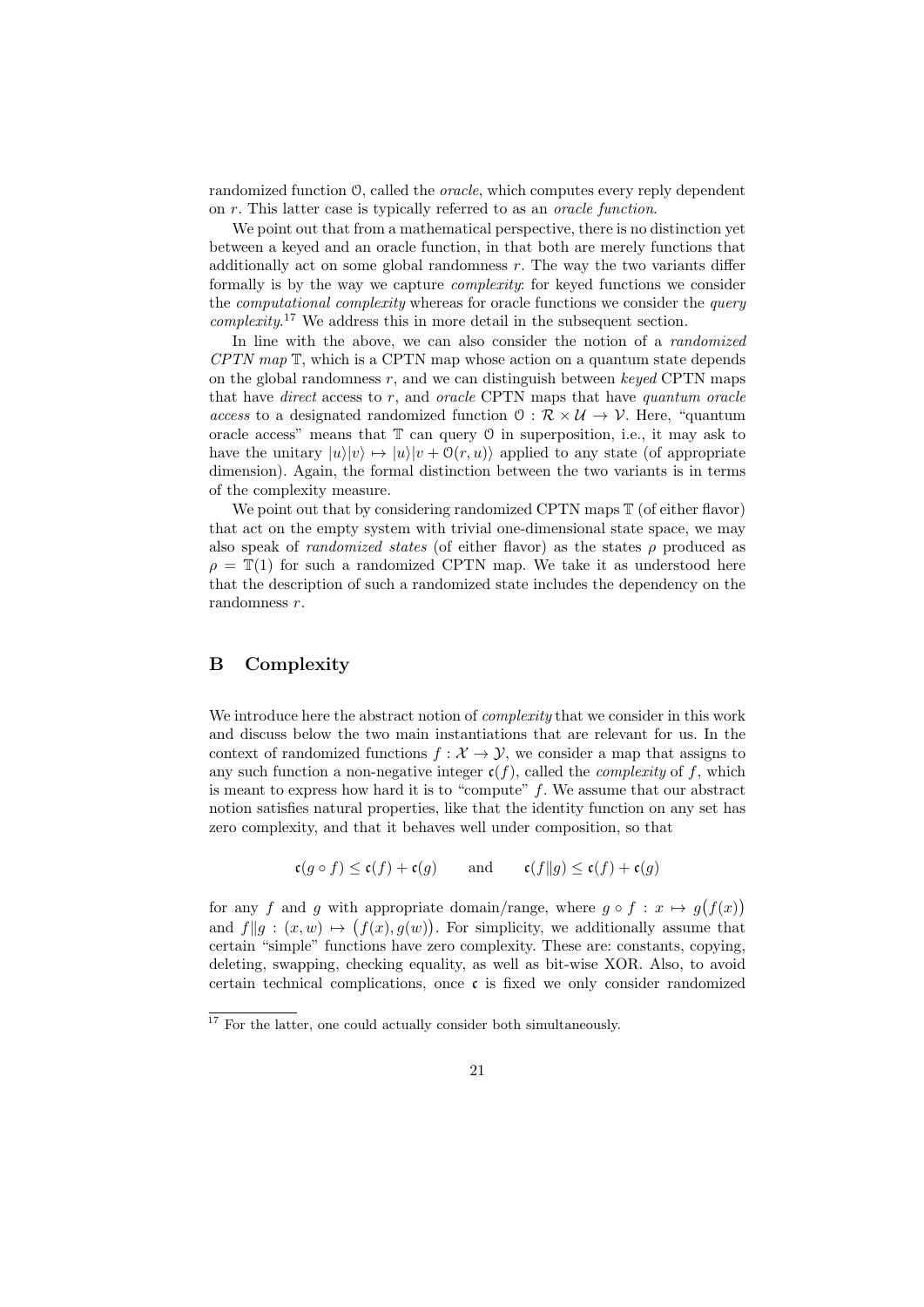randomized function $\mathcal{O}$, called the *oracle*, which computes every reply dependent on $r$. This latter case is typically referred to as an *oracle function*.

We point out that from a mathematical perspective, there is no distinction yet between a keyed and an oracle function, in that both are merely functions that additionally act on some global randomness $r$. The way the two variants differ formally is by the way we capture *complexity*: for keyed functions we consider the *computational complexity* whereas for oracle functions we consider the *query complexity*.[17] We address this in more detail in the subsequent section.

In line with the above, we can also consider the notion of a *randomized CPTN map* $\mathbb{T}$, which is a CPTN map whose action on a quantum state depends on the global randomness $r$, and we can distinguish between *keyed* CPTN maps that have *direct* access to $r$, and *oracle* CPTN maps that have *quantum oracle access* to a designated randomized function $\mathcal{O} : \mathcal{R} \times \mathcal{U} \to \mathcal{V}$. Here, "quantum oracle access" means that $\mathbb{T}$ can query $\mathcal{O}$ in superposition, i.e., it may ask to have the unitary $|u\rangle|v\rangle \mapsto |u\rangle|v + \mathcal{O}(r, u)\rangle$ applied to any state (of appropriate dimension). Again, the formal distinction between the two variants is in terms of the complexity measure.

We point out that by considering randomized CPTN maps $\mathbb{T}$ (of either flavor) that act on the empty system with trivial one-dimensional state space, we may also speak of *randomized states* (of either flavor) as the states $\rho$ produced as $\rho = \mathbb{T}(1)$ for such a randomized CPTN map. We take it as understood here that the description of such a randomized state includes the dependency on the randomness $r$.

# B Complexity

We introduce here the abstract notion of *complexity* that we consider in this work and discuss below the two main instantiations that are relevant for us. In the context of randomized functions $f : \mathcal{X} \to \mathcal{Y}$, we consider a map that assigns to any such function a non-negative integer $\mathfrak{c}(f)$, called the *complexity* of $f$, which is meant to express how hard it is to "compute" $f$. We assume that our abstract notion satisfies natural properties, like that the identity function on any set has zero complexity, and that it behaves well under composition, so that

$$\mathfrak{c}(g \circ f) \leq \mathfrak{c}(f) + \mathfrak{c}(g) \qquad \text{and} \qquad \mathfrak{c}(f \| g) \leq \mathfrak{c}(f) + \mathfrak{c}(g)$$

for any $f$ and $g$ with appropriate domain/range, where $g \circ f : x \mapsto g\big(f(x)\big)$ and $f \| g : (x, w) \mapsto \big(f(x), g(w)\big)$. For simplicity, we additionally assume that certain "simple" functions have zero complexity. These are: constants, copying, deleting, swapping, checking equality, as well as bit-wise XOR. Also, to avoid certain technical complications, once $\mathfrak{c}$ is fixed we only consider randomized

[17] For the latter, one could actually consider both simultaneously.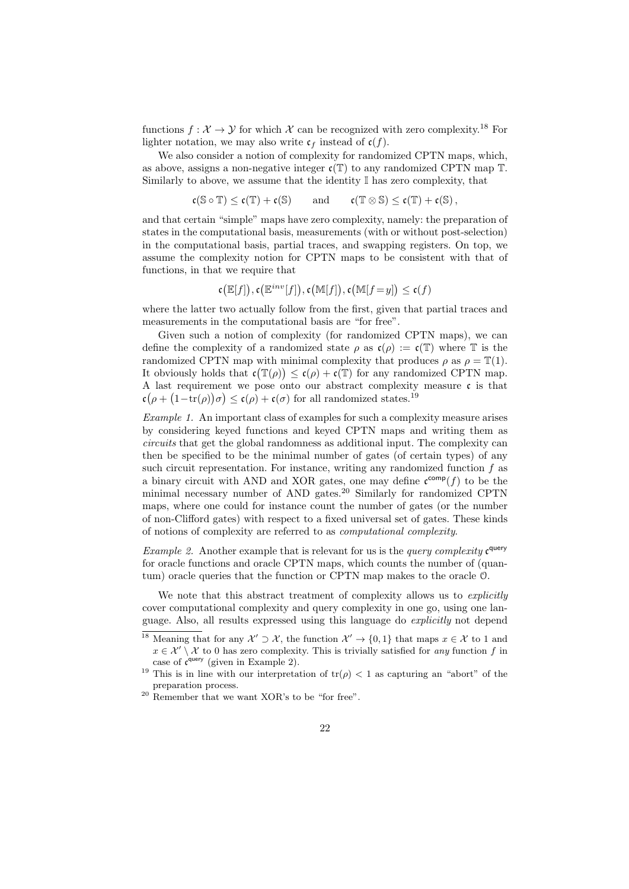functions $f : \mathcal{X} \to \mathcal{Y}$ for which $\mathcal{X}$ can be recognized with zero complexity.[18] For lighter notation, we may also write $\mathfrak{c}_f$ instead of $\mathfrak{c}(f)$.

We also consider a notion of complexity for randomized CPTN maps, which, as above, assigns a non-negative integer $\mathfrak{c}(\mathbb{T})$ to any randomized CPTN map $\mathbb{T}$. Similarly to above, we assume that the identity $\mathbb{I}$ has zero complexity, that

$$\mathfrak{c}(\mathbb{S} \circ \mathbb{T}) \leq \mathfrak{c}(\mathbb{T}) + \mathfrak{c}(\mathbb{S}) \qquad \text{and} \qquad \mathfrak{c}(\mathbb{T} \otimes \mathbb{S}) \leq \mathfrak{c}(\mathbb{T}) + \mathfrak{c}(\mathbb{S}),$$

and that certain "simple" maps have zero complexity, namely: the preparation of states in the computational basis, measurements (with or without post-selection) in the computational basis, partial traces, and swapping registers. On top, we assume the complexity notion for CPTN maps to be consistent with that of functions, in that we require that

$$\mathfrak{c}\big(\mathbb{E}[f]\big), \mathfrak{c}\big(\mathbb{E}^{inv}[f]\big), \mathfrak{c}\big(\mathbb{M}[f]\big), \mathfrak{c}\big(\mathbb{M}[f{=}y]\big) \leq \mathfrak{c}(f)$$

where the latter two actually follow from the first, given that partial traces and measurements in the computational basis are "for free".

Given such a notion of complexity (for randomized CPTN maps), we can define the complexity of a randomized state $\rho$ as $\mathfrak{c}(\rho) := \mathfrak{c}(\mathbb{T})$ where $\mathbb{T}$ is the randomized CPTN map with minimal complexity that produces $\rho$ as $\rho = \mathbb{T}(1)$. It obviously holds that $\mathfrak{c}\big(\mathbb{T}(\rho)\big) \leq \mathfrak{c}(\rho) + \mathfrak{c}(\mathbb{T})$ for any randomized CPTN map. A last requirement we pose onto our abstract complexity measure $\mathfrak{c}$ is that $\mathfrak{c}\big(\rho + \big(1 - \mathrm{tr}(\rho)\big)\sigma\big) \leq \mathfrak{c}(\rho) + \mathfrak{c}(\sigma)$ for all randomized states.[19]

*Example 1.* An important class of examples for such a complexity measure arises by considering keyed functions and keyed CPTN maps and writing them as *circuits* that get the global randomness as additional input. The complexity can then be specified to be the minimal number of gates (of certain types) of any such circuit representation. For instance, writing any randomized function $f$ as a binary circuit with AND and XOR gates, one may define $\mathfrak{c}^{\mathsf{comp}}(f)$ to be the minimal necessary number of AND gates.[20] Similarly for randomized CPTN maps, where one could for instance count the number of gates (or the number of non-Clifford gates) with respect to a fixed universal set of gates. These kinds of notions of complexity are referred to as *computational complexity*.

*Example 2.* Another example that is relevant for us is the *query complexity* $\mathfrak{c}^{\mathsf{query}}$ for oracle functions and oracle CPTN maps, which counts the number of (quantum) oracle queries that the function or CPTN map makes to the oracle $\mathcal{O}$.

We note that this abstract treatment of complexity allows us to *explicitly* cover computational complexity and query complexity in one go, using one language. Also, all results expressed using this language do *explicitly* not depend

[18] Meaning that for any $\mathcal{X}' \supset \mathcal{X}$, the function $\mathcal{X}' \to \{0,1\}$ that maps $x \in \mathcal{X}$ to 1 and $x \in \mathcal{X}' \setminus \mathcal{X}$ to 0 has zero complexity. This is trivially satisfied for *any* function $f$ in case of $\mathfrak{c}^{\mathsf{query}}$ (given in Example 2).

[19] This is in line with our interpretation of $\mathrm{tr}(\rho) < 1$ as capturing an "abort" of the preparation process.

[20] Remember that we want XOR's to be "for free".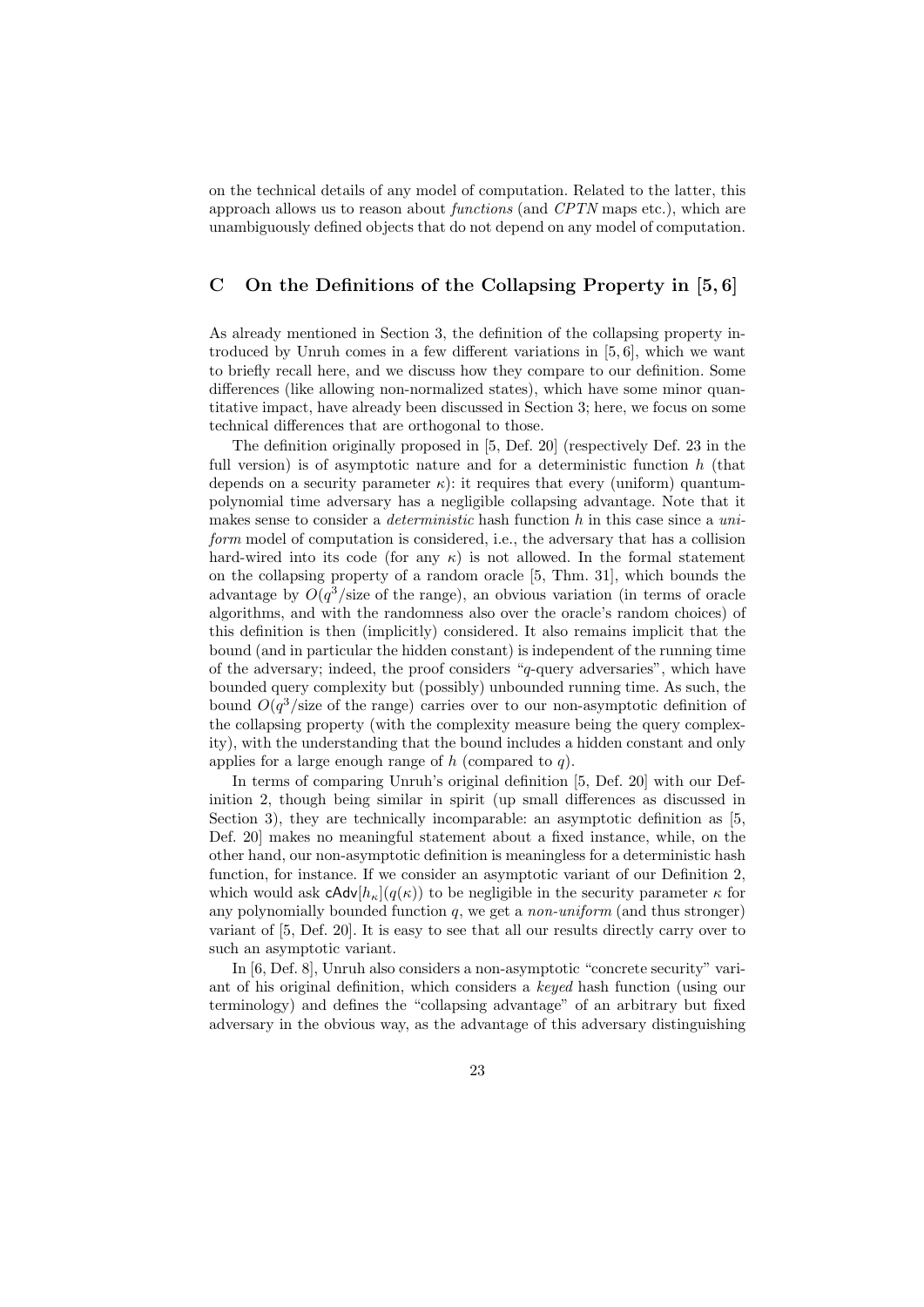on the technical details of any model of computation. Related to the latter, this approach allows us to reason about *functions* (and *CPTN* maps etc.), which are unambiguously defined objects that do not depend on any model of computation.

## C On the Definitions of the Collapsing Property in [5, 6]

As already mentioned in Section 3, the definition of the collapsing property introduced by Unruh comes in a few different variations in [5, 6], which we want to briefly recall here, and we discuss how they compare to our definition. Some differences (like allowing non-normalized states), which have some minor quantitative impact, have already been discussed in Section 3; here, we focus on some technical differences that are orthogonal to those.

The definition originally proposed in [5, Def. 20] (respectively Def. 23 in the full version) is of asymptotic nature and for a deterministic function $h$ (that depends on a security parameter $\kappa$): it requires that every (uniform) quantum-polynomial time adversary has a negligible collapsing advantage. Note that it makes sense to consider a *deterministic* hash function $h$ in this case since a *uniform* model of computation is considered, i.e., the adversary that has a collision hard-wired into its code (for any $\kappa$) is not allowed. In the formal statement on the collapsing property of a random oracle [5, Thm. 31], which bounds the advantage by $O(q^3/\text{size of the range})$, an obvious variation (in terms of oracle algorithms, and with the randomness also over the oracle's random choices) of this definition is then (implicitly) considered. It also remains implicit that the bound (and in particular the hidden constant) is independent of the running time of the adversary; indeed, the proof considers "$q$-query adversaries", which have bounded query complexity but (possibly) unbounded running time. As such, the bound $O(q^3/\text{size of the range})$ carries over to our non-asymptotic definition of the collapsing property (with the complexity measure being the query complexity), with the understanding that the bound includes a hidden constant and only applies for a large enough range of $h$ (compared to $q$).

In terms of comparing Unruh's original definition [5, Def. 20] with our Definition 2, though being similar in spirit (up small differences as discussed in Section 3), they are technically incomparable: an asymptotic definition as [5, Def. 20] makes no meaningful statement about a fixed instance, while, on the other hand, our non-asymptotic definition is meaningless for a deterministic hash function, for instance. If we consider an asymptotic variant of our Definition 2, which would ask $\mathsf{cAdv}[h_\kappa](q(\kappa))$ to be negligible in the security parameter $\kappa$ for any polynomially bounded function $q$, we get a *non-uniform* (and thus stronger) variant of [5, Def. 20]. It is easy to see that all our results directly carry over to such an asymptotic variant.

In [6, Def. 8], Unruh also considers a non-asymptotic "concrete security" variant of his original definition, which considers a *keyed* hash function (using our terminology) and defines the "collapsing advantage" of an arbitrary but fixed adversary in the obvious way, as the advantage of this adversary distinguishing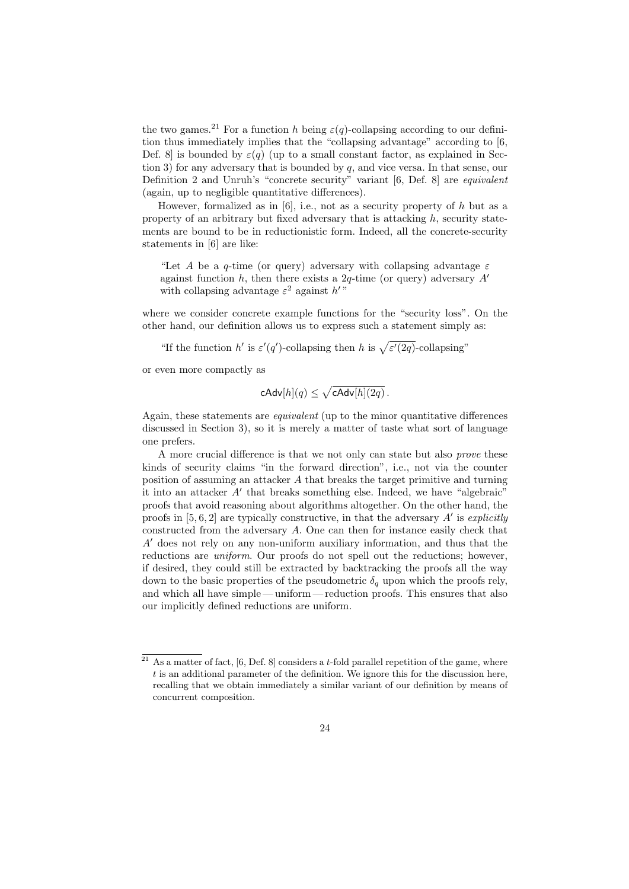the two games.[21] For a function $h$ being $\varepsilon(q)$-collapsing according to our definition thus immediately implies that the "collapsing advantage" according to [6, Def. 8] is bounded by $\varepsilon(q)$ (up to a small constant factor, as explained in Section 3) for any adversary that is bounded by $q$, and vice versa. In that sense, our Definition 2 and Unruh's "concrete security" variant [6, Def. 8] are *equivalent* (again, up to negligible quantitative differences).

However, formalized as in [6], i.e., not as a security property of $h$ but as a property of an arbitrary but fixed adversary that is attacking $h$, security statements are bound to be in reductionistic form. Indeed, all the concrete-security statements in [6] are like:

> "Let $A$ be a $q$-time (or query) adversary with collapsing advantage $\varepsilon$ against function $h$, then there exists a $2q$-time (or query) adversary $A'$ with collapsing advantage $\varepsilon^2$ against $h'$"

where we consider concrete example functions for the "security loss". On the other hand, our definition allows us to express such a statement simply as:

> "If the function $h'$ is $\varepsilon'(q')$-collapsing then $h$ is $\sqrt{\varepsilon'(2q)}$-collapsing"

or even more compactly as

$$\mathsf{cAdv}[h](q) \leq \sqrt{\mathsf{cAdv}[h](2q)}\,.$$

Again, these statements are *equivalent* (up to the minor quantitative differences discussed in Section 3), so it is merely a matter of taste what sort of language one prefers.

A more crucial difference is that we not only can state but also *prove* these kinds of security claims "in the forward direction", i.e., not via the counter position of assuming an attacker $A$ that breaks the target primitive and turning it into an attacker $A'$ that breaks something else. Indeed, we have "algebraic" proofs that avoid reasoning about algorithms altogether. On the other hand, the proofs in [5, 6, 2] are typically constructive, in that the adversary $A'$ is *explicitly* constructed from the adversary $A$. One can then for instance easily check that $A'$ does not rely on any non-uniform auxiliary information, and thus that the reductions are *uniform*. Our proofs do not spell out the reductions; however, if desired, they could still be extracted by backtracking the proofs all the way down to the basic properties of the pseudometric $\delta_q$ upon which the proofs rely, and which all have simple — uniform — reduction proofs. This ensures that also our implicitly defined reductions are uniform.

[21] As a matter of fact, [6, Def. 8] considers a $t$-fold parallel repetition of the game, where $t$ is an additional parameter of the definition. We ignore this for the discussion here, recalling that we obtain immediately a similar variant of our definition by means of concurrent composition.